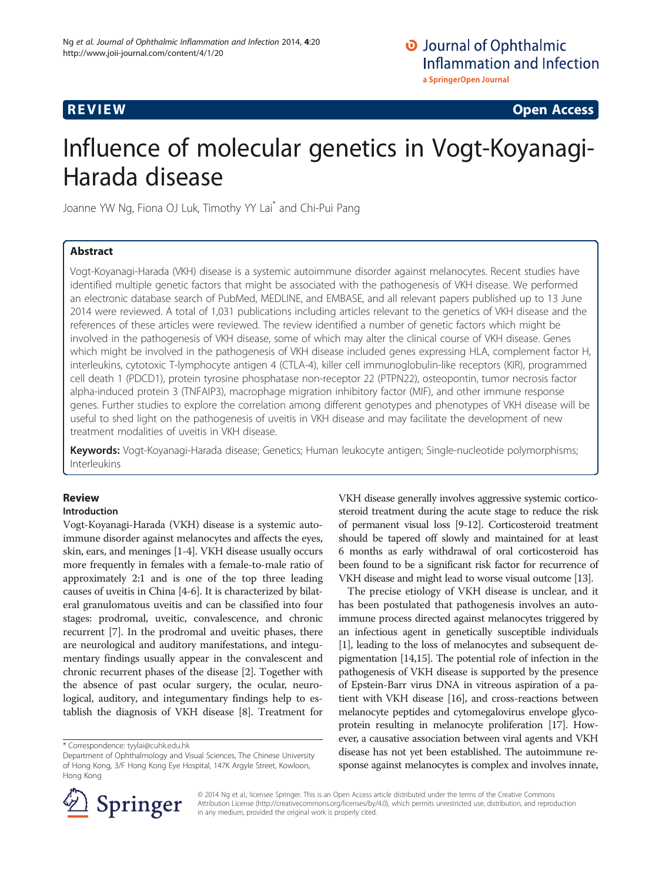**REVIEW** **Open Access**

# Influence of molecular genetics in Vogt-Koyanagi-Harada disease

Joanne YW Ng, Fiona OJ Luk, Timothy YY Lai* and Chi-Pui Pang

## Abstract

Vogt-Koyanagi-Harada (VKH) disease is a systemic autoimmune disorder against melanocytes. Recent studies have identified multiple genetic factors that might be associated with the pathogenesis of VKH disease. We performed an electronic database search of PubMed, MEDLINE, and EMBASE, and all relevant papers published up to 13 June 2014 were reviewed. A total of 1,031 publications including articles relevant to the genetics of VKH disease and the references of these articles were reviewed. The review identified a number of genetic factors which might be involved in the pathogenesis of VKH disease, some of which may alter the clinical course of VKH disease. Genes which might be involved in the pathogenesis of VKH disease included genes expressing HLA, complement factor H, interleukins, cytotoxic T-lymphocyte antigen 4 (CTLA-4), killer cell immunoglobulin-like receptors (KIR), programmed cell death 1 (PDCD1), protein tyrosine phosphatase non-receptor 22 (PTPN22), osteopontin, tumor necrosis factor alpha-induced protein 3 (TNFAIP3), macrophage migration inhibitory factor (MIF), and other immune response genes. Further studies to explore the correlation among different genotypes and phenotypes of VKH disease will be useful to shed light on the pathogenesis of uveitis in VKH disease and may facilitate the development of new treatment modalities of uveitis in VKH disease.

**Keywords:** Vogt-Koyanagi-Harada disease; Genetics; Human leukocyte antigen; Single-nucleotide polymorphisms; Interleukins

## Review

### Introduction

Vogt-Koyanagi-Harada (VKH) disease is a systemic autoimmune disorder against melanocytes and affects the eyes, skin, ears, and meninges [1-4]. VKH disease usually occurs more frequently in females with a female-to-male ratio of approximately 2:1 and is one of the top three leading causes of uveitis in China [4-6]. It is characterized by bilateral granulomatous uveitis and can be classified into four stages: prodromal, uveitic, convalescence, and chronic recurrent [7]. In the prodromal and uveitic phases, there are neurological and auditory manifestations, and integumentary findings usually appear in the convalescent and chronic recurrent phases of the disease [2]. Together with the absence of past ocular surgery, the ocular, neurological, auditory, and integumentary findings help to establish the diagnosis of VKH disease [8]. Treatment for VKH disease generally involves aggressive systemic corticosteroid treatment during the acute stage to reduce the risk of permanent visual loss [9-12]. Corticosteroid treatment should be tapered off slowly and maintained for at least 6 months as early withdrawal of oral corticosteroid has been found to be a significant risk factor for recurrence of VKH disease and might lead to worse visual outcome [13].

The precise etiology of VKH disease is unclear, and it has been postulated that pathogenesis involves an autoimmune process directed against melanocytes triggered by an infectious agent in genetically susceptible individuals [1], leading to the loss of melanocytes and subsequent depigmentation [14,15]. The potential role of infection in the pathogenesis of VKH disease is supported by the presence of Epstein-Barr virus DNA in vitreous aspiration of a patient with VKH disease [16], and cross-reactions between melanocyte peptides and cytomegalovirus envelope glycoprotein resulting in melanocyte proliferation [17]. However, a causative association between viral agents and VKH disease has not yet been established. The autoimmune response against melanocytes is complex and involves innate,

\* Correspondence: tyylai@cuhk.edu.hk
Department of Ophthalmology and Visual Sciences, The Chinese University of Hong Kong, 3/F Hong Kong Eye Hospital, 147K Argyle Street, Kowloon, Hong Kong

© 2014 Ng et al.; licensee Springer. This is an Open Access article distributed under the terms of the Creative Commons Attribution License (http://creativecommons.org/licenses/by/4.0), which permits unrestricted use, distribution, and reproduction in any medium, provided the original work is properly cited.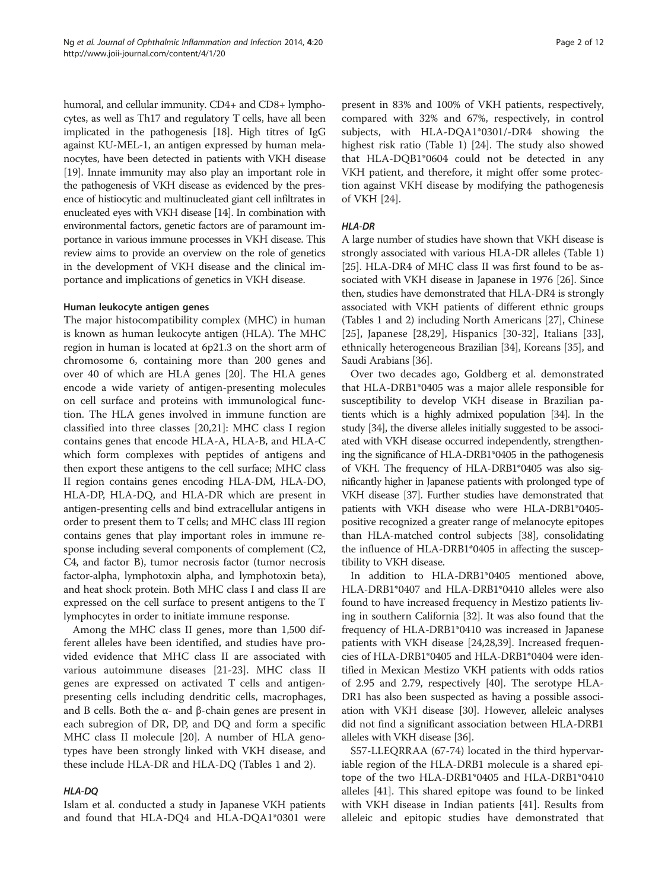humoral, and cellular immunity. CD4+ and CD8+ lymphocytes, as well as Th17 and regulatory T cells, have all been implicated in the pathogenesis [18]. High titres of IgG against KU-MEL-1, an antigen expressed by human melanocytes, have been detected in patients with VKH disease [19]. Innate immunity may also play an important role in the pathogenesis of VKH disease as evidenced by the presence of histiocytic and multinucleated giant cell infiltrates in enucleated eyes with VKH disease [14]. In combination with environmental factors, genetic factors are of paramount importance in various immune processes in VKH disease. This review aims to provide an overview on the role of genetics in the development of VKH disease and the clinical importance and implications of genetics in VKH disease.

#### Human leukocyte antigen genes

The major histocompatibility complex (MHC) in human is known as human leukocyte antigen (HLA). The MHC region in human is located at 6p21.3 on the short arm of chromosome 6, containing more than 200 genes and over 40 of which are HLA genes [20]. The HLA genes encode a wide variety of antigen-presenting molecules on cell surface and proteins with immunological function. The HLA genes involved in immune function are classified into three classes [20,21]: MHC class I region contains genes that encode HLA-A, HLA-B, and HLA-C which form complexes with peptides of antigens and then export these antigens to the cell surface; MHC class II region contains genes encoding HLA-DM, HLA-DO, HLA-DP, HLA-DQ, and HLA-DR which are present in antigen-presenting cells and bind extracellular antigens in order to present them to T cells; and MHC class III region contains genes that play important roles in immune response including several components of complement (C2, C4, and factor B), tumor necrosis factor (tumor necrosis factor-alpha, lymphotoxin alpha, and lymphotoxin beta), and heat shock protein. Both MHC class I and class II are expressed on the cell surface to present antigens to the T lymphocytes in order to initiate immune response.

Among the MHC class II genes, more than 1,500 different alleles have been identified, and studies have provided evidence that MHC class II are associated with various autoimmune diseases [21-23]. MHC class II genes are expressed on activated T cells and antigen-presenting cells including dendritic cells, macrophages, and B cells. Both the α- and β-chain genes are present in each subregion of DR, DP, and DQ and form a specific MHC class II molecule [20]. A number of HLA genotypes have been strongly linked with VKH disease, and these include HLA-DR and HLA-DQ (Tables 1 and 2).

##### *HLA-DQ*

Islam et al. conducted a study in Japanese VKH patients and found that HLA-DQ4 and HLA-DQA1*0301 were present in 83% and 100% of VKH patients, respectively, compared with 32% and 67%, respectively, in control subjects, with HLA-DQA1*0301/-DR4 showing the highest risk ratio (Table 1) [24]. The study also showed that HLA-DQB1*0604 could not be detected in any VKH patient, and therefore, it might offer some protection against VKH disease by modifying the pathogenesis of VKH [24].

##### *HLA-DR*

A large number of studies have shown that VKH disease is strongly associated with various HLA-DR alleles (Table 1) [25]. HLA-DR4 of MHC class II was first found to be associated with VKH disease in Japanese in 1976 [26]. Since then, studies have demonstrated that HLA-DR4 is strongly associated with VKH patients of different ethnic groups (Tables 1 and 2) including North Americans [27], Chinese [25], Japanese [28,29], Hispanics [30-32], Italians [33], ethnically heterogeneous Brazilian [34], Koreans [35], and Saudi Arabians [36].

Over two decades ago, Goldberg et al. demonstrated that HLA-DRB1*0405 was a major allele responsible for susceptibility to develop VKH disease in Brazilian patients which is a highly admixed population [34]. In the study [34], the diverse alleles initially suggested to be associated with VKH disease occurred independently, strengthening the significance of HLA-DRB1*0405 in the pathogenesis of VKH. The frequency of HLA-DRB1*0405 was also significantly higher in Japanese patients with prolonged type of VKH disease [37]. Further studies have demonstrated that patients with VKH disease who were HLA-DRB1*0405-positive recognized a greater range of melanocyte epitopes than HLA-matched control subjects [38], consolidating the influence of HLA-DRB1*0405 in affecting the susceptibility to VKH disease.

In addition to HLA-DRB1*0405 mentioned above, HLA-DRB1*0407 and HLA-DRB1*0410 alleles were also found to have increased frequency in Mestizo patients living in southern California [32]. It was also found that the frequency of HLA-DRB1*0410 was increased in Japanese patients with VKH disease [24,28,39]. Increased frequencies of HLA-DRB1*0405 and HLA-DRB1*0404 were identified in Mexican Mestizo VKH patients with odds ratios of 2.95 and 2.79, respectively [40]. The serotype HLA-DR1 has also been suspected as having a possible association with VKH disease [30]. However, alleleic analyses did not find a significant association between HLA-DRB1 alleles with VKH disease [36].

S57-LLEQRRAA (67-74) located in the third hypervariable region of the HLA-DRB1 molecule is a shared epitope of the two HLA-DRB1*0405 and HLA-DRB1*0410 alleles [41]. This shared epitope was found to be linked with VKH disease in Indian patients [41]. Results from alleleic and epitopic studies have demonstrated that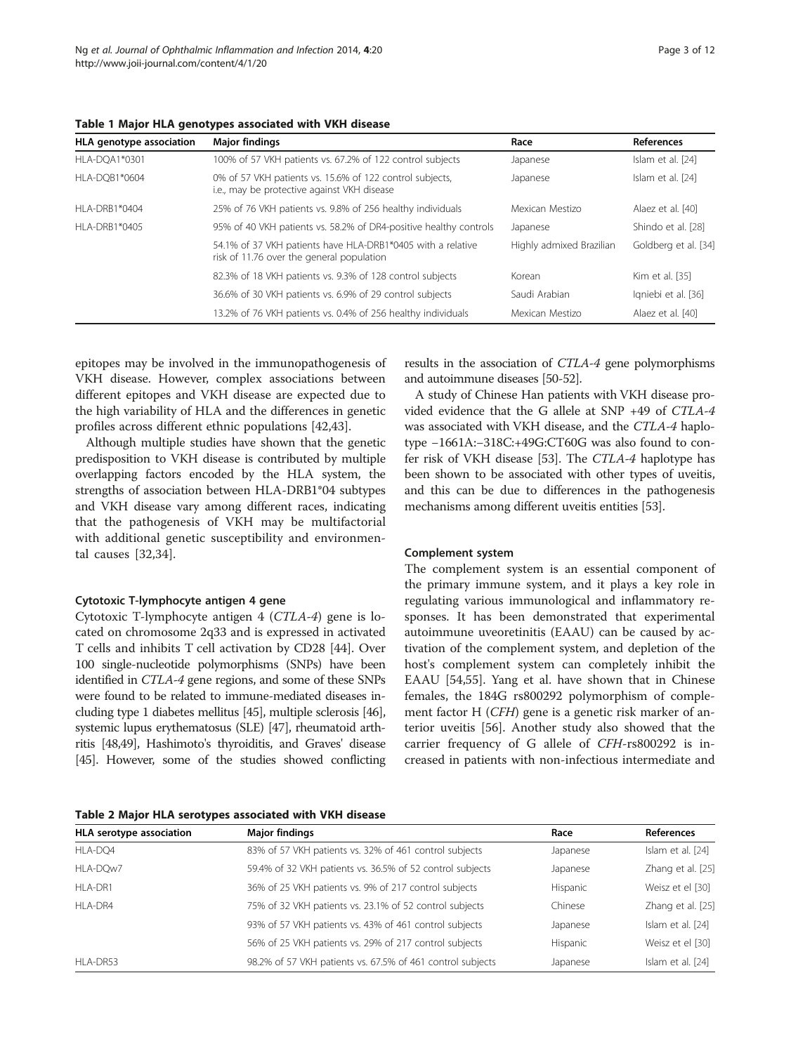**Table 1 Major HLA genotypes associated with VKH disease**

| HLA genotype association | Major findings | Race | References |
|---|---|---|---|
| HLA-DQA1*0301 | 100% of 57 VKH patients vs. 67.2% of 122 control subjects | Japanese | Islam et al. [24] |
| HLA-DQB1*0604 | 0% of 57 VKH patients vs. 15.6% of 122 control subjects, i.e., may be protective against VKH disease | Japanese | Islam et al. [24] |
| HLA-DRB1*0404 | 25% of 76 VKH patients vs. 9.8% of 256 healthy individuals | Mexican Mestizo | Alaez et al. [40] |
| HLA-DRB1*0405 | 95% of 40 VKH patients vs. 58.2% of DR4-positive healthy controls | Japanese | Shindo et al. [28] |
| | 54.1% of 37 VKH patients have HLA-DRB1*0405 with a relative risk of 11.76 over the general population | Highly admixed Brazilian | Goldberg et al. [34] |
| | 82.3% of 18 VKH patients vs. 9.3% of 128 control subjects | Korean | Kim et al. [35] |
| | 36.6% of 30 VKH patients vs. 6.9% of 29 control subjects | Saudi Arabian | Iqniebi et al. [36] |
| | 13.2% of 76 VKH patients vs. 0.4% of 256 healthy individuals | Mexican Mestizo | Alaez et al. [40] |

epitopes may be involved in the immunopathogenesis of VKH disease. However, complex associations between different epitopes and VKH disease are expected due to the high variability of HLA and the differences in genetic profiles across different ethnic populations [42,43].

Although multiple studies have shown that the genetic predisposition to VKH disease is contributed by multiple overlapping factors encoded by the HLA system, the strengths of association between HLA-DRB1*04 subtypes and VKH disease vary among different races, indicating that the pathogenesis of VKH may be multifactorial with additional genetic susceptibility and environmental causes [32,34].

#### Cytotoxic T-lymphocyte antigen 4 gene

Cytotoxic T-lymphocyte antigen 4 (*CTLA-4*) gene is located on chromosome 2q33 and is expressed in activated T cells and inhibits T cell activation by CD28 [44]. Over 100 single-nucleotide polymorphisms (SNPs) have been identified in *CTLA-4* gene regions, and some of these SNPs were found to be related to immune-mediated diseases including type 1 diabetes mellitus [45], multiple sclerosis [46], systemic lupus erythematosus (SLE) [47], rheumatoid arthritis [48,49], Hashimoto's thyroiditis, and Graves' disease [45]. However, some of the studies showed conflicting results in the association of *CTLA-4* gene polymorphisms and autoimmune diseases [50-52].

A study of Chinese Han patients with VKH disease provided evidence that the G allele at SNP +49 of *CTLA-4* was associated with VKH disease, and the *CTLA-4* haplotype −1661A:−318C:+49G:CT60G was also found to confer risk of VKH disease [53]. The *CTLA-4* haplotype has been shown to be associated with other types of uveitis, and this can be due to differences in the pathogenesis mechanisms among different uveitis entities [53].

#### Complement system

The complement system is an essential component of the primary immune system, and it plays a key role in regulating various immunological and inflammatory responses. It has been demonstrated that experimental autoimmune uveoretinitis (EAAU) can be caused by activation of the complement system, and depletion of the host's complement system can completely inhibit the EAAU [54,55]. Yang et al. have shown that in Chinese females, the 184G rs800292 polymorphism of complement factor H (*CFH*) gene is a genetic risk marker of anterior uveitis [56]. Another study also showed that the carrier frequency of G allele of *CFH*-rs800292 is increased in patients with non-infectious intermediate and

**Table 2 Major HLA serotypes associated with VKH disease**

| HLA serotype association | Major findings | Race | References |
|---|---|---|---|
| HLA-DQ4 | 83% of 57 VKH patients vs. 32% of 461 control subjects | Japanese | Islam et al. [24] |
| HLA-DQw7 | 59.4% of 32 VKH patients vs. 36.5% of 52 control subjects | Japanese | Zhang et al. [25] |
| HLA-DR1 | 36% of 25 VKH patients vs. 9% of 217 control subjects | Hispanic | Weisz et el [30] |
| HLA-DR4 | 75% of 32 VKH patients vs. 23.1% of 52 control subjects | Chinese | Zhang et al. [25] |
| | 93% of 57 VKH patients vs. 43% of 461 control subjects | Japanese | Islam et al. [24] |
| | 56% of 25 VKH patients vs. 29% of 217 control subjects | Hispanic | Weisz et el [30] |
| HLA-DR53 | 98.2% of 57 VKH patients vs. 67.5% of 461 control subjects | Japanese | Islam et al. [24] |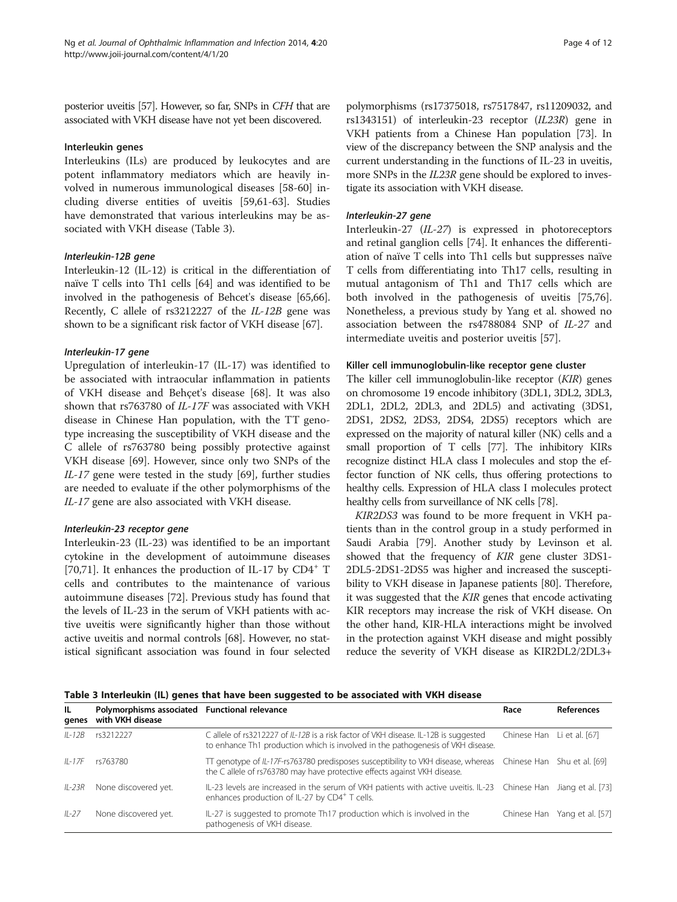posterior uveitis [57]. However, so far, SNPs in *CFH* that are associated with VKH disease have not yet been discovered.

#### Interleukin genes

Interleukins (ILs) are produced by leukocytes and are potent inflammatory mediators which are heavily involved in numerous immunological diseases [58-60] including diverse entities of uveitis [59,61-63]. Studies have demonstrated that various interleukins may be associated with VKH disease (Table 3).

##### *Interleukin-12B gene*

Interleukin-12 (IL-12) is critical in the differentiation of naïve T cells into Th1 cells [64] and was identified to be involved in the pathogenesis of Behcet's disease [65,66]. Recently, C allele of rs3212227 of the *IL-12B* gene was shown to be a significant risk factor of VKH disease [67].

##### *Interleukin-17 gene*

Upregulation of interleukin-17 (IL-17) was identified to be associated with intraocular inflammation in patients of VKH disease and Behçet's disease [68]. It was also shown that rs763780 of *IL-17F* was associated with VKH disease in Chinese Han population, with the TT genotype increasing the susceptibility of VKH disease and the C allele of rs763780 being possibly protective against VKH disease [69]. However, since only two SNPs of the *IL-17* gene were tested in the study [69], further studies are needed to evaluate if the other polymorphisms of the *IL-17* gene are also associated with VKH disease.

##### *Interleukin-23 receptor gene*

Interleukin-23 (IL-23) was identified to be an important cytokine in the development of autoimmune diseases [70,71]. It enhances the production of IL-17 by $CD4^{+}$ T cells and contributes to the maintenance of various autoimmune diseases [72]. Previous study has found that the levels of IL-23 in the serum of VKH patients with active uveitis were significantly higher than those without active uveitis and normal controls [68]. However, no statistical significant association was found in four selected polymorphisms (rs17375018, rs7517847, rs11209032, and rs1343151) of interleukin-23 receptor (*IL23R*) gene in VKH patients from a Chinese Han population [73]. In view of the discrepancy between the SNP analysis and the current understanding in the functions of IL-23 in uveitis, more SNPs in the *IL23R* gene should be explored to investigate its association with VKH disease.

##### *Interleukin-27 gene*

Interleukin-27 (*IL-27*) is expressed in photoreceptors and retinal ganglion cells [74]. It enhances the differentiation of naïve T cells into Th1 cells but suppresses naïve T cells from differentiating into Th17 cells, resulting in mutual antagonism of Th1 and Th17 cells which are both involved in the pathogenesis of uveitis [75,76]. Nonetheless, a previous study by Yang et al. showed no association between the rs4788084 SNP of *IL-27* and intermediate uveitis and posterior uveitis [57].

#### Killer cell immunoglobulin-like receptor gene cluster

The killer cell immunoglobulin-like receptor (*KIR*) genes on chromosome 19 encode inhibitory (3DL1, 3DL2, 3DL3, 2DL1, 2DL2, 2DL3, and 2DL5) and activating (3DS1, 2DS1, 2DS2, 2DS3, 2DS4, 2DS5) receptors which are expressed on the majority of natural killer (NK) cells and a small proportion of T cells [77]. The inhibitory KIRs recognize distinct HLA class I molecules and stop the effector function of NK cells, thus offering protections to healthy cells. Expression of HLA class I molecules protect healthy cells from surveillance of NK cells [78].

*KIR2DS3* was found to be more frequent in VKH patients than in the control group in a study performed in Saudi Arabia [79]. Another study by Levinson et al. showed that the frequency of *KIR* gene cluster 3DS1-2DL5-2DS1-2DS5 was higher and increased the susceptibility to VKH disease in Japanese patients [80]. Therefore, it was suggested that the *KIR* genes that encode activating KIR receptors may increase the risk of VKH disease. On the other hand, KIR-HLA interactions might be involved in the protection against VKH disease and might possibly reduce the severity of VKH disease as KIR2DL2/2DL3+

**Table 3 Interleukin (IL) genes that have been suggested to be associated with VKH disease**

| IL genes | Polymorphisms associated with VKH disease | Functional relevance | Race | References |
|---|---|---|---|---|
| *IL-12B* | rs3212227 | C allele of rs3212227 of *IL-12B* is a risk factor of VKH disease. IL-12B is suggested to enhance Th1 production which is involved in the pathogenesis of VKH disease. | Chinese Han | Li et al. [67] |
| *IL-17F* | rs763780 | TT genotype of *IL-17F*-rs763780 predisposes susceptibility to VKH disease, whereas the C allele of rs763780 may have protective effects against VKH disease. | Chinese Han | Shu et al. [69] |
| *IL-23R* | None discovered yet. | IL-23 levels are increased in the serum of VKH patients with active uveitis. IL-23 enhances production of IL-27 by $CD4^{+}$ T cells. | Chinese Han | Jiang et al. [73] |
| *IL-27* | None discovered yet. | IL-27 is suggested to promote Th17 production which is involved in the pathogenesis of VKH disease. | Chinese Han | Yang et al. [57] |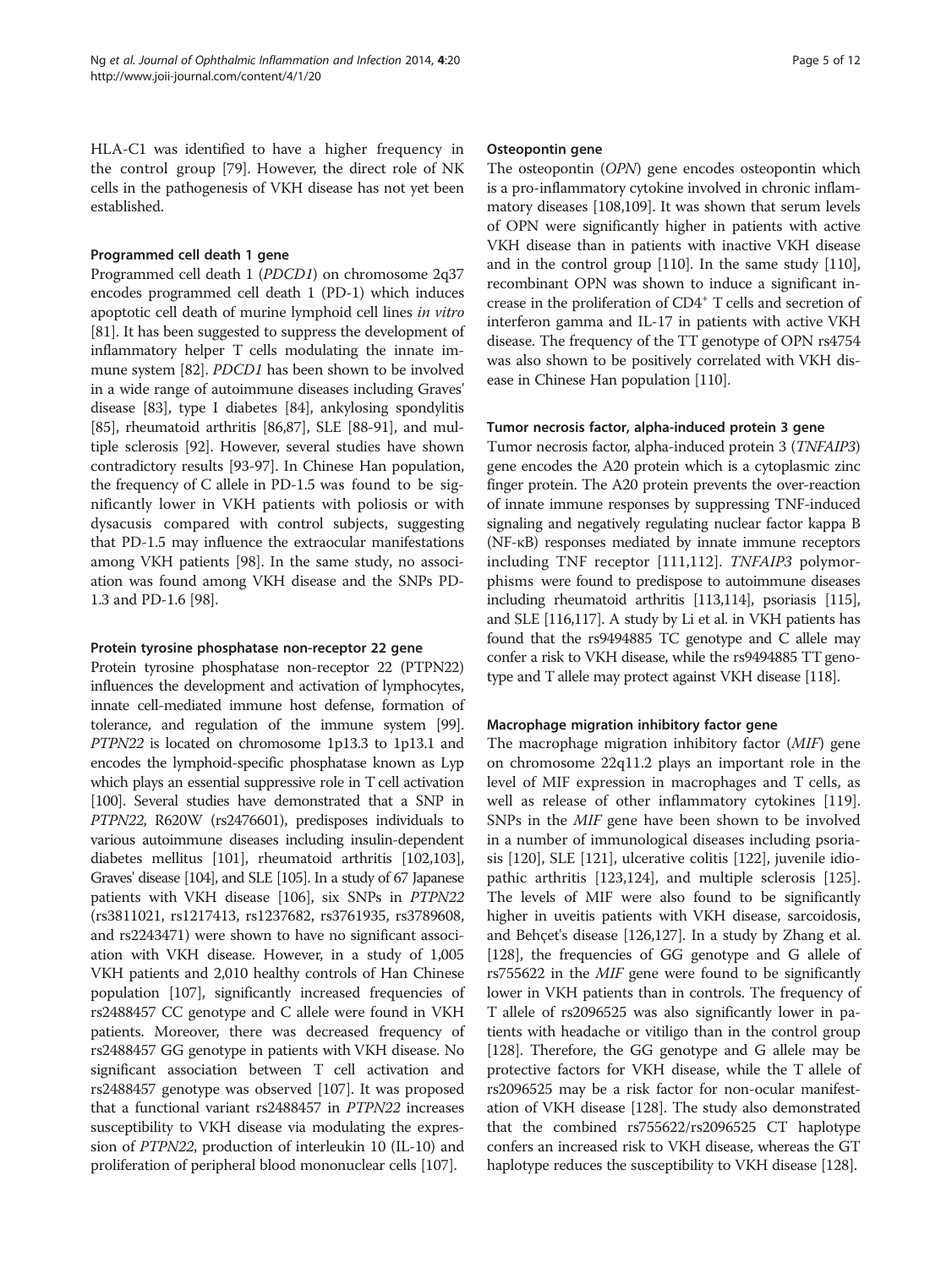HLA-C1 was identified to have a higher frequency in the control group [79]. However, the direct role of NK cells in the pathogenesis of VKH disease has not yet been established.

#### Programmed cell death 1 gene

Programmed cell death 1 (*PDCD1*) on chromosome 2q37 encodes programmed cell death 1 (PD-1) which induces apoptotic cell death of murine lymphoid cell lines *in vitro* [81]. It has been suggested to suppress the development of inflammatory helper T cells modulating the innate immune system [82]. *PDCD1* has been shown to be involved in a wide range of autoimmune diseases including Graves' disease [83], type I diabetes [84], ankylosing spondylitis [85], rheumatoid arthritis [86,87], SLE [88-91], and multiple sclerosis [92]. However, several studies have shown contradictory results [93-97]. In Chinese Han population, the frequency of C allele in PD-1.5 was found to be significantly lower in VKH patients with poliosis or with dysacusis compared with control subjects, suggesting that PD-1.5 may influence the extraocular manifestations among VKH patients [98]. In the same study, no association was found among VKH disease and the SNPs PD-1.3 and PD-1.6 [98].

#### Protein tyrosine phosphatase non-receptor 22 gene

Protein tyrosine phosphatase non-receptor 22 (PTPN22) influences the development and activation of lymphocytes, innate cell-mediated immune host defense, formation of tolerance, and regulation of the immune system [99]. *PTPN22* is located on chromosome 1p13.3 to 1p13.1 and encodes the lymphoid-specific phosphatase known as Lyp which plays an essential suppressive role in T cell activation [100]. Several studies have demonstrated that a SNP in *PTPN22*, R620W (rs2476601), predisposes individuals to various autoimmune diseases including insulin-dependent diabetes mellitus [101], rheumatoid arthritis [102,103], Graves' disease [104], and SLE [105]. In a study of 67 Japanese patients with VKH disease [106], six SNPs in *PTPN22* (rs3811021, rs1217413, rs1237682, rs3761935, rs3789608, and rs2243471) were shown to have no significant association with VKH disease. However, in a study of 1,005 VKH patients and 2,010 healthy controls of Han Chinese population [107], significantly increased frequencies of rs2488457 CC genotype and C allele were found in VKH patients. Moreover, there was decreased frequency of rs2488457 GG genotype in patients with VKH disease. No significant association between T cell activation and rs2488457 genotype was observed [107]. It was proposed that a functional variant rs2488457 in *PTPN22* increases susceptibility to VKH disease via modulating the expression of *PTPN22*, production of interleukin 10 (IL-10) and proliferation of peripheral blood mononuclear cells [107].

#### Osteopontin gene

The osteopontin (*OPN*) gene encodes osteopontin which is a pro-inflammatory cytokine involved in chronic inflammatory diseases [108,109]. It was shown that serum levels of OPN were significantly higher in patients with active VKH disease than in patients with inactive VKH disease and in the control group [110]. In the same study [110], recombinant OPN was shown to induce a significant increase in the proliferation of $CD4^{+}$ T cells and secretion of interferon gamma and IL-17 in patients with active VKH disease. The frequency of the TT genotype of OPN rs4754 was also shown to be positively correlated with VKH disease in Chinese Han population [110].

#### Tumor necrosis factor, alpha-induced protein 3 gene

Tumor necrosis factor, alpha-induced protein 3 (*TNFAIP3*) gene encodes the A20 protein which is a cytoplasmic zinc finger protein. The A20 protein prevents the over-reaction of innate immune responses by suppressing TNF-induced signaling and negatively regulating nuclear factor kappa B (NF-κB) responses mediated by innate immune receptors including TNF receptor [111,112]. *TNFAIP3* polymorphisms were found to predispose to autoimmune diseases including rheumatoid arthritis [113,114], psoriasis [115], and SLE [116,117]. A study by Li et al. in VKH patients has found that the rs9494885 TC genotype and C allele may confer a risk to VKH disease, while the rs9494885 TT genotype and T allele may protect against VKH disease [118].

#### Macrophage migration inhibitory factor gene

The macrophage migration inhibitory factor (*MIF*) gene on chromosome 22q11.2 plays an important role in the level of MIF expression in macrophages and T cells, as well as release of other inflammatory cytokines [119]. SNPs in the *MIF* gene have been shown to be involved in a number of immunological diseases including psoriasis [120], SLE [121], ulcerative colitis [122], juvenile idiopathic arthritis [123,124], and multiple sclerosis [125]. The levels of MIF were also found to be significantly higher in uveitis patients with VKH disease, sarcoidosis, and Behçet's disease [126,127]. In a study by Zhang et al. [128], the frequencies of GG genotype and G allele of rs755622 in the *MIF* gene were found to be significantly lower in VKH patients than in controls. The frequency of T allele of rs2096525 was also significantly lower in patients with headache or vitiligo than in the control group [128]. Therefore, the GG genotype and G allele may be protective factors for VKH disease, while the T allele of rs2096525 may be a risk factor for non-ocular manifestation of VKH disease [128]. The study also demonstrated that the combined rs755622/rs2096525 CT haplotype confers an increased risk to VKH disease, whereas the GT haplotype reduces the susceptibility to VKH disease [128].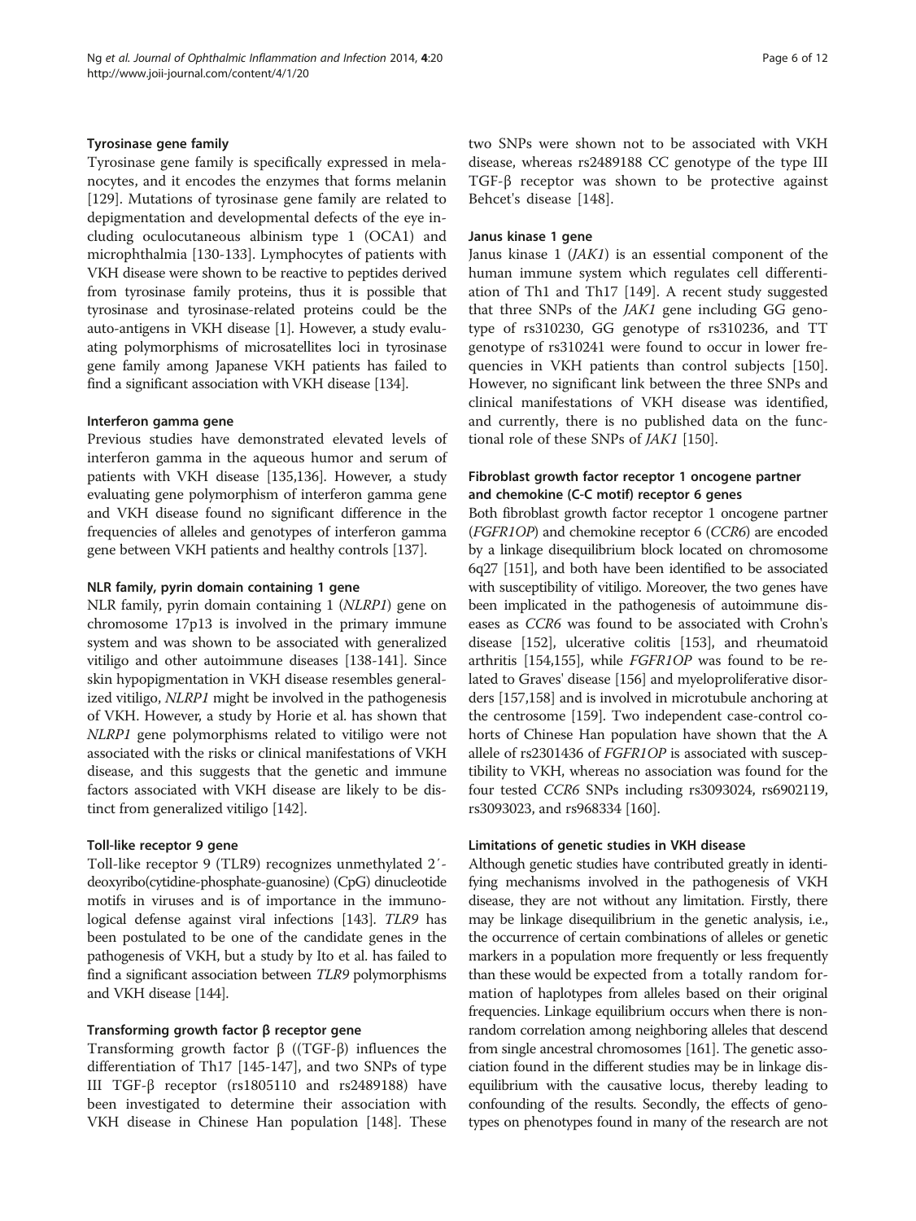### Tyrosinase gene family

Tyrosinase gene family is specifically expressed in melanocytes, and it encodes the enzymes that forms melanin [129]. Mutations of tyrosinase gene family are related to depigmentation and developmental defects of the eye including oculocutaneous albinism type 1 (OCA1) and microphthalmia [130-133]. Lymphocytes of patients with VKH disease were shown to be reactive to peptides derived from tyrosinase family proteins, thus it is possible that tyrosinase and tyrosinase-related proteins could be the auto-antigens in VKH disease [1]. However, a study evaluating polymorphisms of microsatellites loci in tyrosinase gene family among Japanese VKH patients has failed to find a significant association with VKH disease [134].

### Interferon gamma gene

Previous studies have demonstrated elevated levels of interferon gamma in the aqueous humor and serum of patients with VKH disease [135,136]. However, a study evaluating gene polymorphism of interferon gamma gene and VKH disease found no significant difference in the frequencies of alleles and genotypes of interferon gamma gene between VKH patients and healthy controls [137].

### NLR family, pyrin domain containing 1 gene

NLR family, pyrin domain containing 1 (*NLRP1*) gene on chromosome 17p13 is involved in the primary immune system and was shown to be associated with generalized vitiligo and other autoimmune diseases [138-141]. Since skin hypopigmentation in VKH disease resembles generalized vitiligo, *NLRP1* might be involved in the pathogenesis of VKH. However, a study by Horie et al. has shown that *NLRP1* gene polymorphisms related to vitiligo were not associated with the risks or clinical manifestations of VKH disease, and this suggests that the genetic and immune factors associated with VKH disease are likely to be distinct from generalized vitiligo [142].

### Toll-like receptor 9 gene

Toll-like receptor 9 (TLR9) recognizes unmethylated 2′-deoxyribo(cytidine-phosphate-guanosine) (CpG) dinucleotide motifs in viruses and is of importance in the immunological defense against viral infections [143]. *TLR9* has been postulated to be one of the candidate genes in the pathogenesis of VKH, but a study by Ito et al. has failed to find a significant association between *TLR9* polymorphisms and VKH disease [144].

### Transforming growth factor β receptor gene

Transforming growth factor β ((TGF-β) influences the differentiation of Th17 [145-147], and two SNPs of type III TGF-β receptor (rs1805110 and rs2489188) have been investigated to determine their association with VKH disease in Chinese Han population [148]. These two SNPs were shown not to be associated with VKH disease, whereas rs2489188 CC genotype of the type III TGF-β receptor was shown to be protective against Behcet's disease [148].

### Janus kinase 1 gene

Janus kinase 1 (*JAK1*) is an essential component of the human immune system which regulates cell differentiation of Th1 and Th17 [149]. A recent study suggested that three SNPs of the *JAK1* gene including GG genotype of rs310230, GG genotype of rs310236, and TT genotype of rs310241 were found to occur in lower frequencies in VKH patients than control subjects [150]. However, no significant link between the three SNPs and clinical manifestations of VKH disease was identified, and currently, there is no published data on the functional role of these SNPs of *JAK1* [150].

### Fibroblast growth factor receptor 1 oncogene partner and chemokine (C-C motif) receptor 6 genes

Both fibroblast growth factor receptor 1 oncogene partner (*FGFR1OP*) and chemokine receptor 6 (*CCR6*) are encoded by a linkage disequilibrium block located on chromosome 6q27 [151], and both have been identified to be associated with susceptibility of vitiligo. Moreover, the two genes have been implicated in the pathogenesis of autoimmune diseases as *CCR6* was found to be associated with Crohn's disease [152], ulcerative colitis [153], and rheumatoid arthritis [154,155], while *FGFR1OP* was found to be related to Graves' disease [156] and myeloproliferative disorders [157,158] and is involved in microtubule anchoring at the centrosome [159]. Two independent case-control cohorts of Chinese Han population have shown that the A allele of rs2301436 of *FGFR1OP* is associated with susceptibility to VKH, whereas no association was found for the four tested *CCR6* SNPs including rs3093024, rs6902119, rs3093023, and rs968334 [160].

### Limitations of genetic studies in VKH disease

Although genetic studies have contributed greatly in identifying mechanisms involved in the pathogenesis of VKH disease, they are not without any limitation. Firstly, there may be linkage disequilibrium in the genetic analysis, i.e., the occurrence of certain combinations of alleles or genetic markers in a population more frequently or less frequently than these would be expected from a totally random formation of haplotypes from alleles based on their original frequencies. Linkage equilibrium occurs when there is nonrandom correlation among neighboring alleles that descend from single ancestral chromosomes [161]. The genetic association found in the different studies may be in linkage disequilibrium with the causative locus, thereby leading to confounding of the results. Secondly, the effects of genotypes on phenotypes found in many of the research are not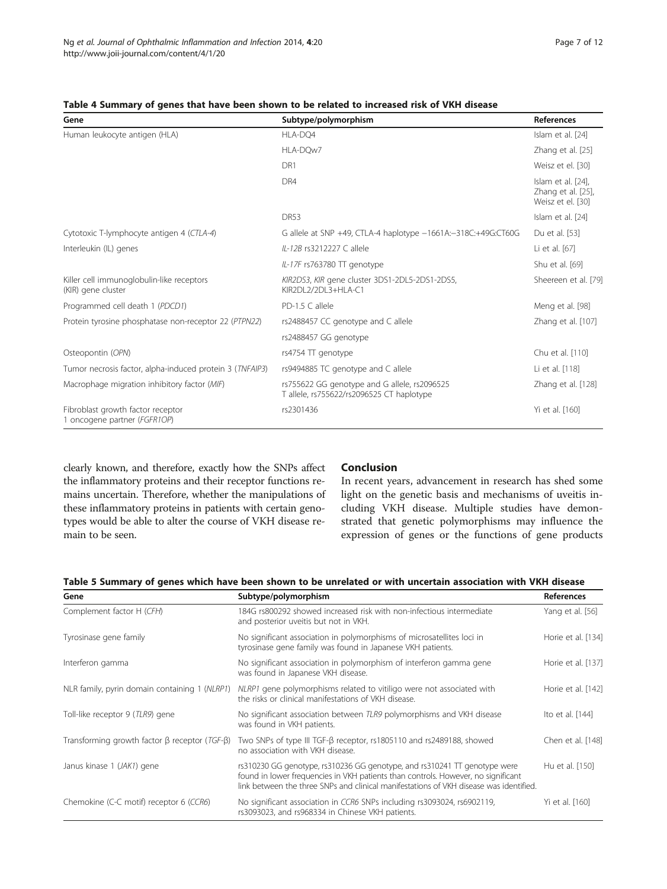**Table 4 Summary of genes that have been shown to be related to increased risk of VKH disease**

| Gene | Subtype/polymorphism | References |
|---|---|---|
| Human leukocyte antigen (HLA) | HLA-DQ4 | Islam et al. [24] |
| | HLA-DQw7 | Zhang et al. [25] |
| | DR1 | Weisz et el. [30] |
| | DR4 | Islam et al. [24], Zhang et al. [25], Weisz et el. [30] |
| | DR53 | Islam et al. [24] |
| Cytotoxic T-lymphocyte antigen 4 (*CTLA-4*) | G allele at SNP +49, CTLA-4 haplotype −1661A:−318C:+49G:CT60G | Du et al. [53] |
| Interleukin (IL) genes | *IL-12B* rs3212227 C allele | Li et al. [67] |
| | *IL-17F* rs763780 TT genotype | Shu et al. [69] |
| Killer cell immunoglobulin-like receptors (KIR) gene cluster | *KIR2DS3*, *KIR* gene cluster 3DS1-2DL5-2DS1-2DS5, KIR2DL2/2DL3+HLA-C1 | Sheereen et al. [79] |
| Programmed cell death 1 (*PDCD1*) | PD-1.5 C allele | Meng et al. [98] |
| Protein tyrosine phosphatase non-receptor 22 (*PTPN22*) | rs2488457 CC genotype and C allele | Zhang et al. [107] |
| | rs2488457 GG genotype | |
| Osteopontin (*OPN*) | rs4754 TT genotype | Chu et al. [110] |
| Tumor necrosis factor, alpha-induced protein 3 (*TNFAIP3*) | rs9494885 TC genotype and C allele | Li et al. [118] |
| Macrophage migration inhibitory factor (*MIF*) | rs755622 GG genotype and G allele, rs2096525 T allele, rs755622/rs2096525 CT haplotype | Zhang et al. [128] |
| Fibroblast growth factor receptor 1 oncogene partner (*FGFR1OP*) | rs2301436 | Yi et al. [160] |

clearly known, and therefore, exactly how the SNPs affect the inflammatory proteins and their receptor functions remains uncertain. Therefore, whether the manipulations of these inflammatory proteins in patients with certain genotypes would be able to alter the course of VKH disease remain to be seen.

## Conclusion

In recent years, advancement in research has shed some light on the genetic basis and mechanisms of uveitis including VKH disease. Multiple studies have demonstrated that genetic polymorphisms may influence the expression of genes or the functions of gene products

**Table 5 Summary of genes which have been shown to be unrelated or with uncertain association with VKH disease**

| Gene | Subtype/polymorphism | References |
|---|---|---|
| Complement factor H (*CFH*) | 184G rs800292 showed increased risk with non-infectious intermediate and posterior uveitis but not in VKH. | Yang et al. [56] |
| Tyrosinase gene family | No significant association in polymorphisms of microsatellites loci in tyrosinase gene family was found in Japanese VKH patients. | Horie et al. [134] |
| Interferon gamma | No significant association in polymorphism of interferon gamma gene was found in Japanese VKH disease. | Horie et al. [137] |
| NLR family, pyrin domain containing 1 (*NLRP1*) | *NLRP1* gene polymorphisms related to vitiligo were not associated with the risks or clinical manifestations of VKH disease. | Horie et al. [142] |
| Toll-like receptor 9 (*TLR9*) gene | No significant association between *TLR9* polymorphisms and VKH disease was found in VKH patients. | Ito et al. [144] |
| Transforming growth factor β receptor (*TGF-β*) | Two SNPs of type III TGF-β receptor, rs1805110 and rs2489188, showed no association with VKH disease. | Chen et al. [148] |
| Janus kinase 1 (*JAK1*) gene | rs310230 GG genotype, rs310236 GG genotype, and rs310241 TT genotype were found in lower frequencies in VKH patients than controls. However, no significant link between the three SNPs and clinical manifestations of VKH disease was identified. | Hu et al. [150] |
| Chemokine (C-C motif) receptor 6 (*CCR6*) | No significant association in *CCR6* SNPs including rs3093024, rs6902119, rs3093023, and rs968334 in Chinese VKH patients. | Yi et al. [160] |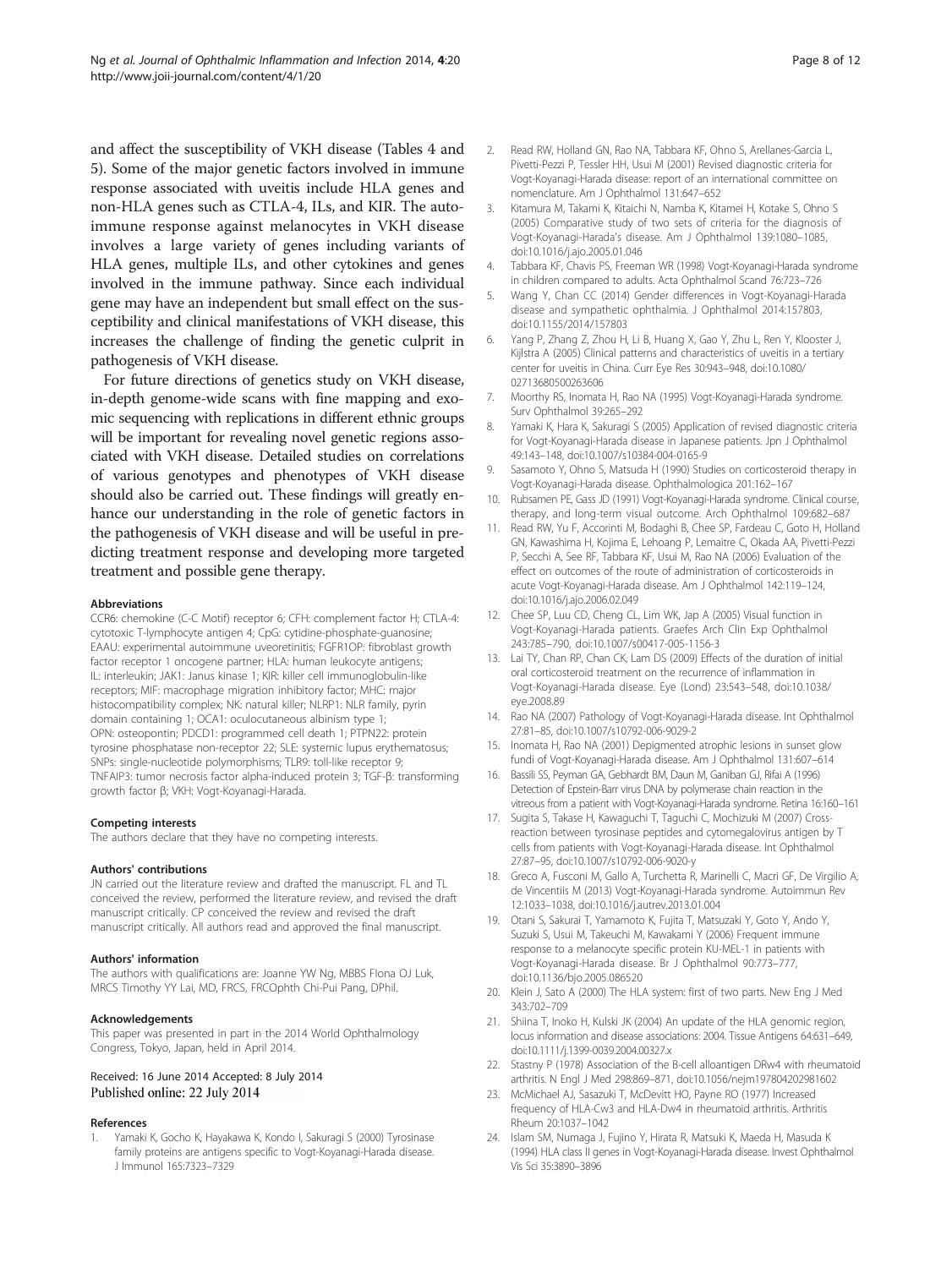and affect the susceptibility of VKH disease (Tables 4 and 5). Some of the major genetic factors involved in immune response associated with uveitis include HLA genes and non-HLA genes such as CTLA-4, ILs, and KIR. The autoimmune response against melanocytes in VKH disease involves a large variety of genes including variants of HLA genes, multiple ILs, and other cytokines and genes involved in the immune pathway. Since each individual gene may have an independent but small effect on the susceptibility and clinical manifestations of VKH disease, this increases the challenge of finding the genetic culprit in pathogenesis of VKH disease.

For future directions of genetics study on VKH disease, in-depth genome-wide scans with fine mapping and exomic sequencing with replications in different ethnic groups will be important for revealing novel genetic regions associated with VKH disease. Detailed studies on correlations of various genotypes and phenotypes of VKH disease should also be carried out. These findings will greatly enhance our understanding in the role of genetic factors in the pathogenesis of VKH disease and will be useful in predicting treatment response and developing more targeted treatment and possible gene therapy.

#### Abbreviations

CCR6: chemokine (C-C Motif) receptor 6; CFH: complement factor H; CTLA-4: cytotoxic T-lymphocyte antigen 4; CpG: cytidine-phosphate-guanosine; EAAU: experimental autoimmune uveoretinitis; FGFR1OP: fibroblast growth factor receptor 1 oncogene partner; HLA: human leukocyte antigens; IL: interleukin; JAK1: Janus kinase 1; KIR: killer cell immunoglobulin-like receptors; MIF: macrophage migration inhibitory factor; MHC: major histocompatibility complex; NK: natural killer; NLRP1: NLR family, pyrin domain containing 1; OCA1: oculocutaneous albinism type 1; OPN: osteopontin; PDCD1: programmed cell death 1; PTPN22: protein tyrosine phosphatase non-receptor 22; SLE: systemic lupus erythematosus; SNPs: single-nucleotide polymorphisms; TLR9: toll-like receptor 9; TNFAIP3: tumor necrosis factor alpha-induced protein 3; TGF-β: transforming growth factor β; VKH: Vogt-Koyanagi-Harada.

#### Competing interests

The authors declare that they have no competing interests.

#### Authors' contributions

JN carried out the literature review and drafted the manuscript. FL and TL conceived the review, performed the literature review, and revised the draft manuscript critically. CP conceived the review and revised the draft manuscript critically. All authors read and approved the final manuscript.

#### Authors' information

The authors with qualifications are: Joanne YW Ng, MBBS Flona OJ Luk, MRCS Timothy YY Lai, MD, FRCS, FRCOphth Chi-Pui Pang, DPhil.

#### Acknowledgements

This paper was presented in part in the 2014 World Ophthalmology Congress, Tokyo, Japan, held in April 2014.

Received: 16 June 2014 Accepted: 8 July 2014
Published online: 22 July 2014

#### References

1. Yamaki K, Gocho K, Hayakawa K, Kondo I, Sakuragi S (2000) Tyrosinase family proteins are antigens specific to Vogt-Koyanagi-Harada disease. J Immunol 165:7323–7329
2. Read RW, Holland GN, Rao NA, Tabbara KF, Ohno S, Arellanes-Garcia L, Pivetti-Pezzi P, Tessler HH, Usui M (2001) Revised diagnostic criteria for Vogt-Koyanagi-Harada disease: report of an international committee on nomenclature. Am J Ophthalmol 131:647–652
3. Kitamura M, Takami K, Kitaichi N, Namba K, Kitamei H, Kotake S, Ohno S (2005) Comparative study of two sets of criteria for the diagnosis of Vogt-Koyanagi-Harada's disease. Am J Ophthalmol 139:1080–1085, doi:10.1016/j.ajo.2005.01.046
4. Tabbara KF, Chavis PS, Freeman WR (1998) Vogt-Koyanagi-Harada syndrome in children compared to adults. Acta Ophthalmol Scand 76:723–726
5. Wang Y, Chan CC (2014) Gender differences in Vogt-Koyanagi-Harada disease and sympathetic ophthalmia. J Ophthalmol 2014:157803, doi:10.1155/2014/157803
6. Yang P, Zhang Z, Zhou H, Li B, Huang X, Gao Y, Zhu L, Ren Y, Klooster J, Kijlstra A (2005) Clinical patterns and characteristics of uveitis in a tertiary center for uveitis in China. Curr Eye Res 30:943–948, doi:10.1080/02713680500263606
7. Moorthy RS, Inomata H, Rao NA (1995) Vogt-Koyanagi-Harada syndrome. Surv Ophthalmol 39:265–292
8. Yamaki K, Hara K, Sakuragi S (2005) Application of revised diagnostic criteria for Vogt-Koyanagi-Harada disease in Japanese patients. Jpn J Ophthalmol 49:143–148, doi:10.1007/s10384-004-0165-9
9. Sasamoto Y, Ohno S, Matsuda H (1990) Studies on corticosteroid therapy in Vogt-Koyanagi-Harada disease. Ophthalmologica 201:162–167
10. Rubsamen PE, Gass JD (1991) Vogt-Koyanagi-Harada syndrome. Clinical course, therapy, and long-term visual outcome. Arch Ophthalmol 109:682–687
11. Read RW, Yu F, Accorinti M, Bodaghi B, Chee SP, Fardeau C, Goto H, Holland GN, Kawashima H, Kojima E, Lehoang P, Lemaitre C, Okada AA, Pivetti-Pezzi P, Secchi A, See RF, Tabbara KF, Usui M, Rao NA (2006) Evaluation of the effect on outcomes of the route of administration of corticosteroids in acute Vogt-Koyanagi-Harada disease. Am J Ophthalmol 142:119–124, doi:10.1016/j.ajo.2006.02.049
12. Chee SP, Luu CD, Cheng CL, Lim WK, Jap A (2005) Visual function in Vogt-Koyanagi-Harada patients. Graefes Arch Clin Exp Ophthalmol 243:785–790, doi:10.1007/s00417-005-1156-3
13. Lai TY, Chan RP, Chan CK, Lam DS (2009) Effects of the duration of initial oral corticosteroid treatment on the recurrence of inflammation in Vogt-Koyanagi-Harada disease. Eye (Lond) 23:543–548, doi:10.1038/eye.2008.89
14. Rao NA (2007) Pathology of Vogt-Koyanagi-Harada disease. Int Ophthalmol 27:81–85, doi:10.1007/s10792-006-9029-2
15. Inomata H, Rao NA (2001) Depigmented atrophic lesions in sunset glow fundi of Vogt-Koyanagi-Harada disease. Am J Ophthalmol 131:607–614
16. Bassili SS, Peyman GA, Gebhardt BM, Daun M, Ganiban GJ, Rifai A (1996) Detection of Epstein-Barr virus DNA by polymerase chain reaction in the vitreous from a patient with Vogt-Koyanagi-Harada syndrome. Retina 16:160–161
17. Sugita S, Takase H, Kawaguchi T, Taguchi C, Mochizuki M (2007) Cross-reaction between tyrosinase peptides and cytomegalovirus antigen by T cells from patients with Vogt-Koyanagi-Harada disease. Int Ophthalmol 27:87–95, doi:10.1007/s10792-006-9020-y
18. Greco A, Fusconi M, Gallo A, Turchetta R, Marinelli C, Macri GF, De Virgilio A, de Vincentiis M (2013) Vogt-Koyanagi-Harada syndrome. Autoimmun Rev 12:1033–1038, doi:10.1016/j.autrev.2013.01.004
19. Otani S, Sakurai T, Yamamoto K, Fujita T, Matsuzaki Y, Goto Y, Ando Y, Suzuki S, Usui M, Takeuchi M, Kawakami Y (2006) Frequent immune response to a melanocyte specific protein KU-MEL-1 in patients with Vogt-Koyanagi-Harada disease. Br J Ophthalmol 90:773–777, doi:10.1136/bjo.2005.086520
20. Klein J, Sato A (2000) The HLA system: first of two parts. New Eng J Med 343:702–709
21. Shiina T, Inoko H, Kulski JK (2004) An update of the HLA genomic region, locus information and disease associations: 2004. Tissue Antigens 64:631–649, doi:10.1111/j.1399-0039.2004.00327.x
22. Stastny P (1978) Association of the B-cell alloantigen DRw4 with rheumatoid arthritis. N Engl J Med 298:869–871, doi:10.1056/nejm197804202981602
23. McMichael AJ, Sasazuki T, McDevitt HO, Payne RO (1977) Increased frequency of HLA-Cw3 and HLA-Dw4 in rheumatoid arthritis. Arthritis Rheum 20:1037–1042
24. Islam SM, Numaga J, Fujino Y, Hirata R, Matsuki K, Maeda H, Masuda K (1994) HLA class II genes in Vogt-Koyanagi-Harada disease. Invest Ophthalmol Vis Sci 35:3890–3896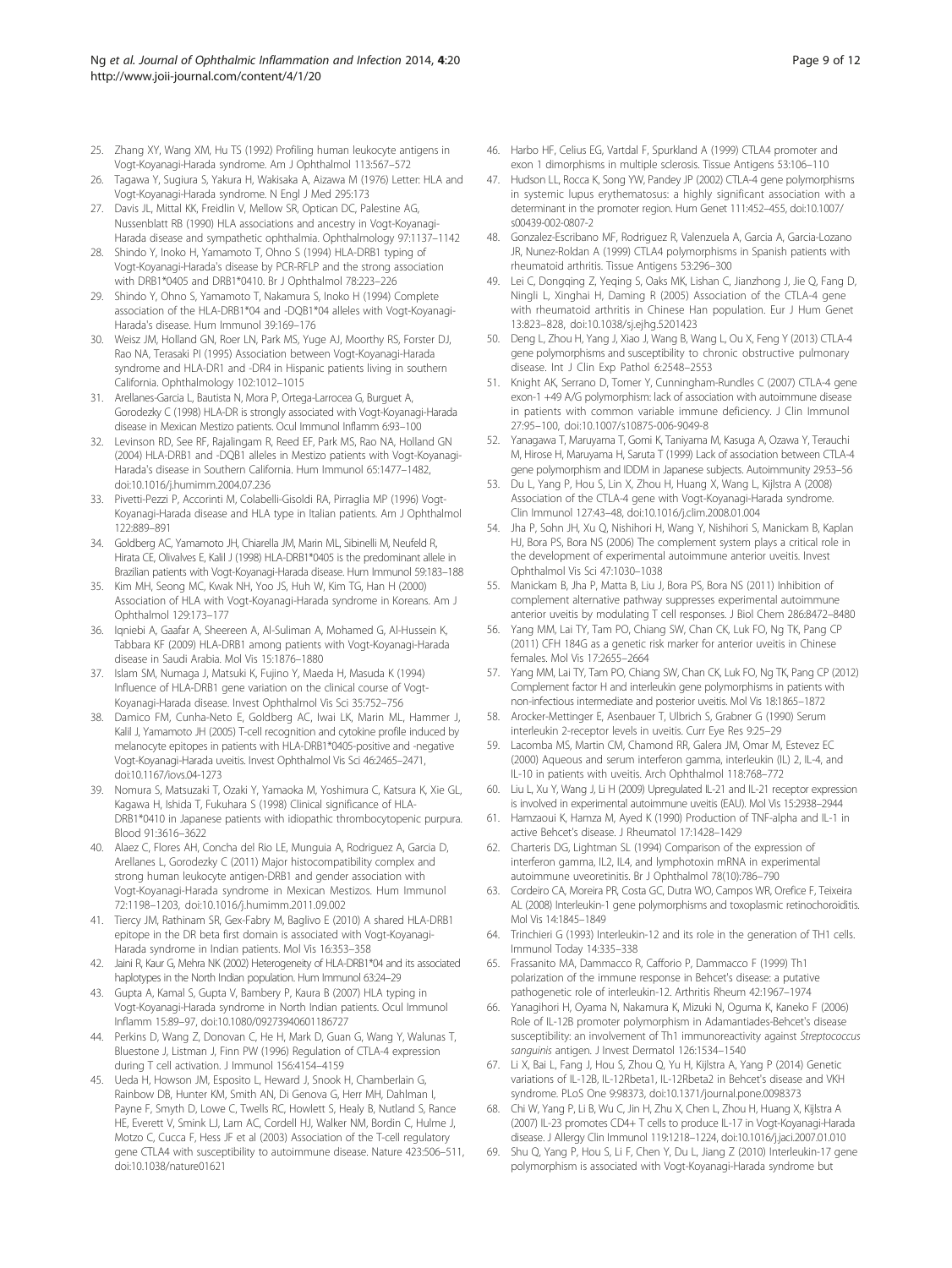25. Zhang XY, Wang XM, Hu TS (1992) Profiling human leukocyte antigens in Vogt-Koyanagi-Harada syndrome. Am J Ophthalmol 113:567–572
26. Tagawa Y, Sugiura S, Yakura H, Wakisaka A, Aizawa M (1976) Letter: HLA and Vogt-Koyanagi-Harada syndrome. N Engl J Med 295:173
27. Davis JL, Mittal KK, Freidlin V, Mellow SR, Optican DC, Palestine AG, Nussenblatt RB (1990) HLA associations and ancestry in Vogt-Koyanagi-Harada disease and sympathetic ophthalmia. Ophthalmology 97:1137–1142
28. Shindo Y, Inoko H, Yamamoto T, Ohno S (1994) HLA-DRB1 typing of Vogt-Koyanagi-Harada's disease by PCR-RFLP and the strong association with DRB1*0405 and DRB1*0410. Br J Ophthalmol 78:223–226
29. Shindo Y, Ohno S, Yamamoto T, Nakamura S, Inoko H (1994) Complete association of the HLA-DRB1*04 and -DQB1*04 alleles with Vogt-Koyanagi-Harada's disease. Hum Immunol 39:169–176
30. Weisz JM, Holland GN, Roer LN, Park MS, Yuge AJ, Moorthy RS, Forster DJ, Rao NA, Terasaki PI (1995) Association between Vogt-Koyanagi-Harada syndrome and HLA-DR1 and -DR4 in Hispanic patients living in southern California. Ophthalmology 102:1012–1015
31. Arellanes-Garcia L, Bautista N, Mora P, Ortega-Larrocea G, Burguet A, Gorodezky C (1998) HLA-DR is strongly associated with Vogt-Koyanagi-Harada disease in Mexican Mestizo patients. Ocul Immunol Inflamm 6:93–100
32. Levinson RD, See RF, Rajalingam R, Reed EF, Park MS, Rao NA, Holland GN (2004) HLA-DRB1 and -DQB1 alleles in Mestizo patients with Vogt-Koyanagi-Harada's disease in Southern California. Hum Immunol 65:1477–1482, doi:10.1016/j.humimm.2004.07.236
33. Pivetti-Pezzi P, Accorinti M, Colabelli-Gisoldi RA, Pirraglia MP (1996) Vogt-Koyanagi-Harada disease and HLA type in Italian patients. Am J Ophthalmol 122:889–891
34. Goldberg AC, Yamamoto JH, Chiarella JM, Marin ML, Sibinelli M, Neufeld R, Hirata CE, Olivalves E, Kalil J (1998) HLA-DRB1*0405 is the predominant allele in Brazilian patients with Vogt-Koyanagi-Harada disease. Hum Immunol 59:183–188
35. Kim MH, Seong MC, Kwak NH, Yoo JS, Huh W, Kim TG, Han H (2000) Association of HLA with Vogt-Koyanagi-Harada syndrome in Koreans. Am J Ophthalmol 129:173–177
36. Iqniebi A, Gaafar A, Sheereen A, Al-Suliman A, Mohamed G, Al-Hussein K, Tabbara KF (2009) HLA-DRB1 among patients with Vogt-Koyanagi-Harada disease in Saudi Arabia. Mol Vis 15:1876–1880
37. Islam SM, Numaga J, Matsuki K, Fujino Y, Maeda H, Masuda K (1994) Influence of HLA-DRB1 gene variation on the clinical course of Vogt-Koyanagi-Harada disease. Invest Ophthalmol Vis Sci 35:752–756
38. Damico FM, Cunha-Neto E, Goldberg AC, Iwai LK, Marin ML, Hammer J, Kalil J, Yamamoto JH (2005) T-cell recognition and cytokine profile induced by melanocyte epitopes in patients with HLA-DRB1*0405-positive and -negative Vogt-Koyanagi-Harada uveitis. Invest Ophthalmol Vis Sci 46:2465–2471, doi:10.1167/iovs.04-1273
39. Nomura S, Matsuzaki T, Ozaki Y, Yamaoka M, Yoshimura C, Katsura K, Xie GL, Kagawa H, Ishida T, Fukuhara S (1998) Clinical significance of HLA-DRB1*0410 in Japanese patients with idiopathic thrombocytopenic purpura. Blood 91:3616–3622
40. Alaez C, Flores AH, Concha del Rio LE, Munguia A, Rodriguez A, Garcia D, Arellanes L, Gorodezky C (2011) Major histocompatibility complex and strong human leukocyte antigen-DRB1 and gender association with Vogt-Koyanagi-Harada syndrome in Mexican Mestizos. Hum Immunol 72:1198–1203, doi:10.1016/j.humimm.2011.09.002
41. Tiercy JM, Rathinam SR, Gex-Fabry M, Baglivo E (2010) A shared HLA-DRB1 epitope in the DR beta first domain is associated with Vogt-Koyanagi-Harada syndrome in Indian patients. Mol Vis 16:353–358
42. Jaini R, Kaur G, Mehra NK (2002) Heterogeneity of HLA-DRB1*04 and its associated haplotypes in the North Indian population. Hum Immunol 63:24–29
43. Gupta A, Kamal S, Gupta V, Bambery P, Kaura B (2007) HLA typing in Vogt-Koyanagi-Harada syndrome in North Indian patients. Ocul Immunol Inflamm 15:89–97, doi:10.1080/09273940601186727
44. Perkins D, Wang Z, Donovan C, He H, Mark D, Guan G, Wang Y, Walunas T, Bluestone J, Listman J, Finn PW (1996) Regulation of CTLA-4 expression during T cell activation. J Immunol 156:4154–4159
45. Ueda H, Howson JM, Esposito L, Heward J, Snook H, Chamberlain G, Rainbow DB, Hunter KM, Smith AN, Di Genova G, Herr MH, Dahlman I, Payne F, Smyth D, Lowe C, Twells RC, Howlett S, Healy B, Nutland S, Rance HE, Everett V, Smink LJ, Lam AC, Cordell HJ, Walker NM, Bordin C, Hulme J, Motzo C, Cucca F, Hess JF et al (2003) Association of the T-cell regulatory gene CTLA4 with susceptibility to autoimmune disease. Nature 423:506–511, doi:10.1038/nature01621
46. Harbo HF, Celius EG, Vartdal F, Spurkland A (1999) CTLA4 promoter and exon 1 dimorphisms in multiple sclerosis. Tissue Antigens 53:106–110
47. Hudson LL, Rocca K, Song YW, Pandey JP (2002) CTLA-4 gene polymorphisms in systemic lupus erythematosus: a highly significant association with a determinant in the promoter region. Hum Genet 111:452–455, doi:10.1007/s00439-002-0807-2
48. Gonzalez-Escribano MF, Rodriguez R, Valenzuela A, Garcia A, Garcia-Lozano JR, Nunez-Roldan A (1999) CTLA4 polymorphisms in Spanish patients with rheumatoid arthritis. Tissue Antigens 53:296–300
49. Lei C, Dongqing Z, Yeqing S, Oaks MK, Lishan C, Jianzhong J, Jie Q, Fang D, Ningli L, Xinghai H, Daming R (2005) Association of the CTLA-4 gene with rheumatoid arthritis in Chinese Han population. Eur J Hum Genet 13:823–828, doi:10.1038/sj.ejhg.5201423
50. Deng L, Zhou H, Yang J, Xiao J, Wang B, Wang L, Ou X, Feng Y (2013) CTLA-4 gene polymorphisms and susceptibility to chronic obstructive pulmonary disease. Int J Clin Exp Pathol 6:2548–2553
51. Knight AK, Serrano D, Tomer Y, Cunningham-Rundles C (2007) CTLA-4 gene exon-1 +49 A/G polymorphism: lack of association with autoimmune disease in patients with common variable immune deficiency. J Clin Immunol 27:95–100, doi:10.1007/s10875-006-9049-8
52. Yanagawa T, Maruyama T, Gomi K, Taniyama M, Kasuga A, Ozawa Y, Terauchi M, Hirose H, Maruyama H, Saruta T (1999) Lack of association between CTLA-4 gene polymorphism and IDDM in Japanese subjects. Autoimmunity 29:53–56
53. Du L, Yang P, Hou S, Lin X, Zhou H, Huang X, Wang L, Kijlstra A (2008) Association of the CTLA-4 gene with Vogt-Koyanagi-Harada syndrome. Clin Immunol 127:43–48, doi:10.1016/j.clim.2008.01.004
54. Jha P, Sohn JH, Xu Q, Nishihori H, Wang Y, Nishihori S, Manickam B, Kaplan HJ, Bora PS, Bora NS (2006) The complement system plays a critical role in the development of experimental autoimmune anterior uveitis. Invest Ophthalmol Vis Sci 47:1030–1038
55. Manickam B, Jha P, Matta B, Liu J, Bora PS, Bora NS (2011) Inhibition of complement alternative pathway suppresses experimental autoimmune anterior uveitis by modulating T cell responses. J Biol Chem 286:8472–8480
56. Yang MM, Lai TY, Tam PO, Chiang SW, Chan CK, Luk FO, Ng TK, Pang CP (2011) CFH 184G as a genetic risk marker for anterior uveitis in Chinese females. Mol Vis 17:2655–2664
57. Yang MM, Lai TY, Tam PO, Chiang SW, Chan CK, Luk FO, Ng TK, Pang CP (2012) Complement factor H and interleukin gene polymorphisms in patients with non-infectious intermediate and posterior uveitis. Mol Vis 18:1865–1872
58. Arocker-Mettinger E, Asenbauer T, Ulbrich S, Grabner G (1990) Serum interleukin 2-receptor levels in uveitis. Curr Eye Res 9:25–29
59. Lacomba MS, Martin CM, Chamond RR, Galera JM, Omar M, Estevez EC (2000) Aqueous and serum interferon gamma, interleukin (IL) 2, IL-4, and IL-10 in patients with uveitis. Arch Ophthalmol 118:768–772
60. Liu L, Xu Y, Wang J, Li H (2009) Upregulated IL-21 and IL-21 receptor expression is involved in experimental autoimmune uveitis (EAU). Mol Vis 15:2938–2944
61. Hamzaoui K, Hamza M, Ayed K (1990) Production of TNF-alpha and IL-1 in active Behcet's disease. J Rheumatol 17:1428–1429
62. Charteris DG, Lightman SL (1994) Comparison of the expression of interferon gamma, IL2, IL4, and lymphotoxin mRNA in experimental autoimmune uveoretinitis. Br J Ophthalmol 78(10):786–790
63. Cordeiro CA, Moreira PR, Costa GC, Dutra WO, Campos WR, Orefice F, Teixeira AL (2008) Interleukin-1 gene polymorphisms and toxoplasmic retinochoroiditis. Mol Vis 14:1845–1849
64. Trinchieri G (1993) Interleukin-12 and its role in the generation of TH1 cells. Immunol Today 14:335–338
65. Frassanito MA, Dammacco R, Cafforio P, Dammacco F (1999) Th1 polarization of the immune response in Behcet's disease: a putative pathogenetic role of interleukin-12. Arthritis Rheum 42:1967–1974
66. Yanagihori H, Oyama N, Nakamura K, Mizuki N, Oguma K, Kaneko F (2006) Role of IL-12B promoter polymorphism in Adamantiades-Behcet's disease susceptibility: an involvement of Th1 immunoreactivity against *Streptococcus sanguinis* antigen. J Invest Dermatol 126:1534–1540
67. Li X, Bai L, Fang J, Hou S, Zhou Q, Yu H, Kijlstra A, Yang P (2014) Genetic variations of IL-12B, IL-12Rbeta1, IL-12Rbeta2 in Behcet's disease and VKH syndrome. PLoS One 9:98373, doi:10.1371/journal.pone.0098373
68. Chi W, Yang P, Li B, Wu C, Jin H, Zhu X, Chen L, Zhou H, Huang X, Kijlstra A (2007) IL-23 promotes CD4+ T cells to produce IL-17 in Vogt-Koyanagi-Harada disease. J Allergy Clin Immunol 119:1218–1224, doi:10.1016/j.jaci.2007.01.010
69. Shu Q, Yang P, Hou S, Li F, Chen Y, Du L, Jiang Z (2010) Interleukin-17 gene polymorphism is associated with Vogt-Koyanagi-Harada syndrome but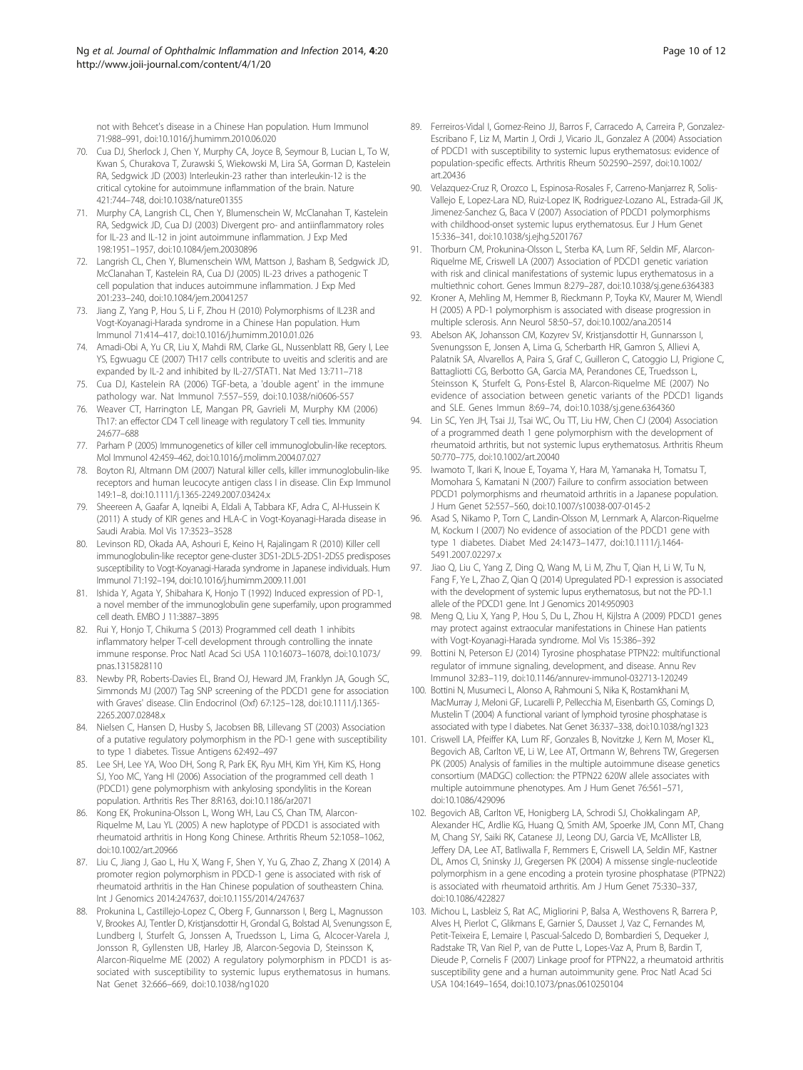not with Behcet's disease in a Chinese Han population. Hum Immunol 71:988–991, doi:10.1016/j.humimm.2010.06.020

70. Cua DJ, Sherlock J, Chen Y, Murphy CA, Joyce B, Seymour B, Lucian L, To W, Kwan S, Churakova T, Zurawski S, Wiekowski M, Lira SA, Gorman D, Kastelein RA, Sedgwick JD (2003) Interleukin-23 rather than interleukin-12 is the critical cytokine for autoimmune inflammation of the brain. Nature 421:744–748, doi:10.1038/nature01355
71. Murphy CA, Langrish CL, Chen Y, Blumenschein W, McClanahan T, Kastelein RA, Sedgwick JD, Cua DJ (2003) Divergent pro- and antiinflammatory roles for IL-23 and IL-12 in joint autoimmune inflammation. J Exp Med 198:1951–1957, doi:10.1084/jem.20030896
72. Langrish CL, Chen Y, Blumenschein WM, Mattson J, Basham B, Sedgwick JD, McClanahan T, Kastelein RA, Cua DJ (2005) IL-23 drives a pathogenic T cell population that induces autoimmune inflammation. J Exp Med 201:233–240, doi:10.1084/jem.20041257
73. Jiang Z, Yang P, Hou S, Li F, Zhou H (2010) Polymorphisms of IL23R and Vogt-Koyanagi-Harada syndrome in a Chinese Han population. Hum Immunol 71:414–417, doi:10.1016/j.humimm.2010.01.026
74. Amadi-Obi A, Yu CR, Liu X, Mahdi RM, Clarke GL, Nussenblatt RB, Gery I, Lee YS, Egwuagu CE (2007) TH17 cells contribute to uveitis and scleritis and are expanded by IL-2 and inhibited by IL-27/STAT1. Nat Med 13:711–718
75. Cua DJ, Kastelein RA (2006) TGF-beta, a 'double agent' in the immune pathology war. Nat Immunol 7:557–559, doi:10.1038/ni0606-557
76. Weaver CT, Harrington LE, Mangan PR, Gavrieli M, Murphy KM (2006) Th17: an effector CD4 T cell lineage with regulatory T cell ties. Immunity 24:677–688
77. Parham P (2005) Immunogenetics of killer cell immunoglobulin-like receptors. Mol Immunol 42:459–462, doi:10.1016/j.molimm.2004.07.027
78. Boyton RJ, Altmann DM (2007) Natural killer cells, killer immunoglobulin-like receptors and human leucocyte antigen class I in disease. Clin Exp Immunol 149:1–8, doi:10.1111/j.1365-2249.2007.03424.x
79. Sheereen A, Gaafar A, Iqneibi A, Eldali A, Tabbara KF, Adra C, Al-Hussein K (2011) A study of KIR genes and HLA-C in Vogt-Koyanagi-Harada disease in Saudi Arabia. Mol Vis 17:3523–3528
80. Levinson RD, Okada AA, Ashouri E, Keino H, Rajalingam R (2010) Killer cell immunoglobulin-like receptor gene-cluster 3DS1-2DL5-2DS1-2DS5 predisposes susceptibility to Vogt-Koyanagi-Harada syndrome in Japanese individuals. Hum Immunol 71:192–194, doi:10.1016/j.humimm.2009.11.001
81. Ishida Y, Agata Y, Shibahara K, Honjo T (1992) Induced expression of PD-1, a novel member of the immunoglobulin gene superfamily, upon programmed cell death. EMBO J 11:3887–3895
82. Rui Y, Honjo T, Chikuma S (2013) Programmed cell death 1 inhibits inflammatory helper T-cell development through controlling the innate immune response. Proc Natl Acad Sci USA 110:16073–16078, doi:10.1073/pnas.1315828110
83. Newby PR, Roberts-Davies EL, Brand OJ, Heward JM, Franklyn JA, Gough SC, Simmonds MJ (2007) Tag SNP screening of the PDCD1 gene for association with Graves' disease. Clin Endocrinol (Oxf) 67:125–128, doi:10.1111/j.1365-2265.2007.02848.x
84. Nielsen C, Hansen D, Husby S, Jacobsen BB, Lillevang ST (2003) Association of a putative regulatory polymorphism in the PD-1 gene with susceptibility to type 1 diabetes. Tissue Antigens 62:492–497
85. Lee SH, Lee YA, Woo DH, Song R, Park EK, Ryu MH, Kim YH, Kim KS, Hong SJ, Yoo MC, Yang HI (2006) Association of the programmed cell death 1 (PDCD1) gene polymorphism with ankylosing spondylitis in the Korean population. Arthritis Res Ther 8:R163, doi:10.1186/ar2071
86. Kong EK, Prokunina-Olsson L, Wong WH, Lau CS, Chan TM, Alarcon-Riquelme M, Lau YL (2005) A new haplotype of PDCD1 is associated with rheumatoid arthritis in Hong Kong Chinese. Arthritis Rheum 52:1058–1062, doi:10.1002/art.20966
87. Liu C, Jiang J, Gao L, Hu X, Wang F, Shen Y, Yu G, Zhao Z, Zhang X (2014) A promoter region polymorphism in PDCD-1 gene is associated with risk of rheumatoid arthritis in the Han Chinese population of southeastern China. Int J Genomics 2014:247637, doi:10.1155/2014/247637
88. Prokunina L, Castillejo-Lopez C, Oberg F, Gunnarsson I, Berg L, Magnusson V, Brookes AJ, Tentler D, Kristjansdottir H, Grondal G, Bolstad AI, Svenungsson E, Lundberg I, Sturfelt G, Jonssen A, Truedsson L, Lima G, Alcocer-Varela J, Jonsson R, Gyllensten UB, Harley JB, Alarcon-Segovia D, Steinsson K, Alarcon-Riquelme ME (2002) A regulatory polymorphism in PDCD1 is associated with susceptibility to systemic lupus erythematosus in humans. Nat Genet 32:666–669, doi:10.1038/ng1020
89. Ferreiros-Vidal I, Gomez-Reino JJ, Barros F, Carracedo A, Carreira P, Gonzalez-Escribano F, Liz M, Martin J, Ordi J, Vicario JL, Gonzalez A (2004) Association of PDCD1 with susceptibility to systemic lupus erythematosus: evidence of population-specific effects. Arthritis Rheum 50:2590–2597, doi:10.1002/art.20436
90. Velazquez-Cruz R, Orozco L, Espinosa-Rosales F, Carreno-Manjarrez R, Solis-Vallejo E, Lopez-Lara ND, Ruiz-Lopez IK, Rodriguez-Lozano AL, Estrada-Gil JK, Jimenez-Sanchez G, Baca V (2007) Association of PDCD1 polymorphisms with childhood-onset systemic lupus erythematosus. Eur J Hum Genet 15:336–341, doi:10.1038/sj.ejhg.5201767
91. Thorburn CM, Prokunina-Olsson L, Sterba KA, Lum RF, Seldin MF, Alarcon-Riquelme ME, Criswell LA (2007) Association of PDCD1 genetic variation with risk and clinical manifestations of systemic lupus erythematosus in a multiethnic cohort. Genes Immun 8:279–287, doi:10.1038/sj.gene.6364383
92. Kroner A, Mehling M, Hemmer B, Rieckmann P, Toyka KV, Maurer M, Wiendl H (2005) A PD-1 polymorphism is associated with disease progression in multiple sclerosis. Ann Neurol 58:50–57, doi:10.1002/ana.20514
93. Abelson AK, Johansson CM, Kozyrev SV, Kristjansdottir H, Gunnarsson I, Svenungsson E, Jonsen A, Lima G, Scherbarth HR, Gamron S, Allievi A, Palatnik SA, Alvarellos A, Paira S, Graf C, Guilleron C, Catoggio LJ, Prigione C, Battagliotti CG, Berbotto GA, Garcia MA, Perandones CE, Truedsson L, Steinsson K, Sturfelt G, Pons-Estel B, Alarcon-Riquelme ME (2007) No evidence of association between genetic variants of the PDCD1 ligands and SLE. Genes Immun 8:69–74, doi:10.1038/sj.gene.6364360
94. Lin SC, Yen JH, Tsai JJ, Tsai WC, Ou TT, Liu HW, Chen CJ (2004) Association of a programmed death 1 gene polymorphism with the development of rheumatoid arthritis, but not systemic lupus erythematosus. Arthritis Rheum 50:770–775, doi:10.1002/art.20040
95. Iwamoto T, Ikari K, Inoue E, Toyama Y, Hara M, Yamanaka H, Tomatsu T, Momohara S, Kamatani N (2007) Failure to confirm association between PDCD1 polymorphisms and rheumatoid arthritis in a Japanese population. J Hum Genet 52:557–560, doi:10.1007/s10038-007-0145-2
96. Asad S, Nikamo P, Torn C, Landin-Olsson M, Lernmark A, Alarcon-Riquelme M, Kockum I (2007) No evidence of association of the PDCD1 gene with type 1 diabetes. Diabet Med 24:1473–1477, doi:10.1111/j.1464-5491.2007.02297.x
97. Jiao Q, Liu C, Yang Z, Ding Q, Wang M, Li M, Zhu T, Qian H, Li W, Tu N, Fang F, Ye L, Zhao Z, Qian Q (2014) Upregulated PD-1 expression is associated with the development of systemic lupus erythematosus, but not the PD-1.1 allele of the PDCD1 gene. Int J Genomics 2014:950903
98. Meng Q, Liu X, Yang P, Hou S, Du L, Zhou H, Kijlstra A (2009) PDCD1 genes may protect against extraocular manifestations in Chinese Han patients with Vogt-Koyanagi-Harada syndrome. Mol Vis 15:386–392
99. Bottini N, Peterson EJ (2014) Tyrosine phosphatase PTPN22: multifunctional regulator of immune signaling, development, and disease. Annu Rev Immunol 32:83–119, doi:10.1146/annurev-immunol-032713-120249
100. Bottini N, Musumeci L, Alonso A, Rahmouni S, Nika K, Rostamkhani M, MacMurray J, Meloni GF, Lucarelli P, Pellecchia M, Eisenbarth GS, Comings D, Mustelin T (2004) A functional variant of lymphoid tyrosine phosphatase is associated with type I diabetes. Nat Genet 36:337–338, doi:10.1038/ng1323
101. Criswell LA, Pfeiffer KA, Lum RF, Gonzales B, Novitzke J, Kern M, Moser KL, Begovich AB, Carlton VE, Li W, Lee AT, Ortmann W, Behrens TW, Gregersen PK (2005) Analysis of families in the multiple autoimmune disease genetics consortium (MADGC) collection: the PTPN22 620W allele associates with multiple autoimmune phenotypes. Am J Hum Genet 76:561–571, doi:10.1086/429096
102. Begovich AB, Carlton VE, Honigberg LA, Schrodi SJ, Chokkalingam AP, Alexander HC, Ardlie KG, Huang Q, Smith AM, Spoerke JM, Conn MT, Chang M, Chang SY, Saiki RK, Catanese JJ, Leong DU, Garcia VE, McAllister LB, Jeffery DA, Lee AT, Batliwalla F, Remmers E, Criswell LA, Seldin MF, Kastner DL, Amos CI, Sninsky JJ, Gregersen PK (2004) A missense single-nucleotide polymorphism in a gene encoding a protein tyrosine phosphatase (PTPN22) is associated with rheumatoid arthritis. Am J Hum Genet 75:330–337, doi:10.1086/422827
103. Michou L, Lasbleiz S, Rat AC, Migliorini P, Balsa A, Westhovens R, Barrera P, Alves H, Pierlot C, Glikmans E, Garnier S, Dausset J, Vaz C, Fernandes M, Petit-Teixeira E, Lemaire I, Pascual-Salcedo D, Bombardieri S, Dequeker J, Radstake TR, Van Riel P, van de Putte L, Lopes-Vaz A, Prum B, Bardin T, Dieude P, Cornelis F (2007) Linkage proof for PTPN22, a rheumatoid arthritis susceptibility gene and a human autoimmunity gene. Proc Natl Acad Sci USA 104:1649–1654, doi:10.1073/pnas.0610250104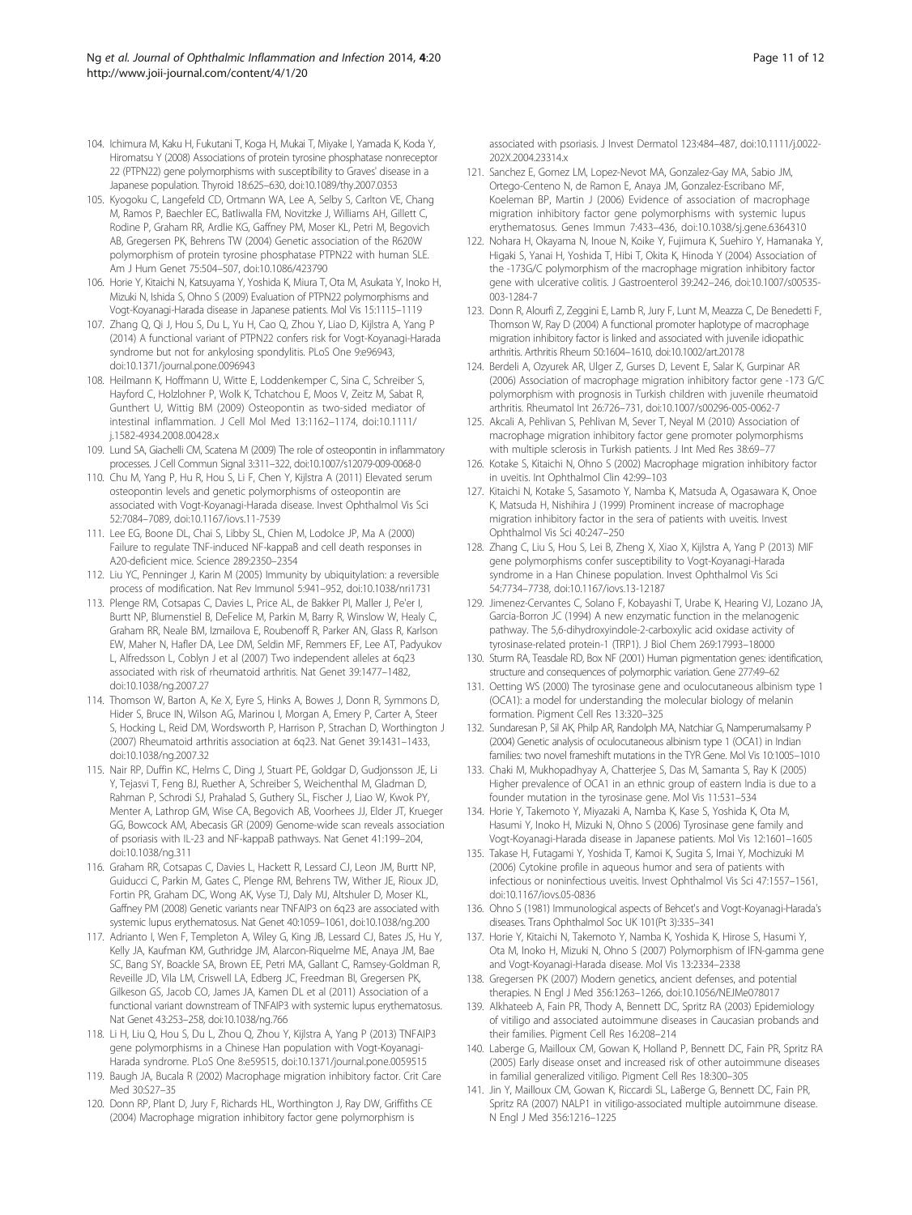104. Ichimura M, Kaku H, Fukutani T, Koga H, Mukai T, Miyake I, Yamada K, Koda Y, Hiromatsu Y (2008) Associations of protein tyrosine phosphatase nonreceptor 22 (PTPN22) gene polymorphisms with susceptibility to Graves' disease in a Japanese population. Thyroid 18:625–630, doi:10.1089/thy.2007.0353
105. Kyogoku C, Langefeld CD, Ortmann WA, Lee A, Selby S, Carlton VE, Chang M, Ramos P, Baechler EC, Batliwalla FM, Novitzke J, Williams AH, Gillett C, Rodine P, Graham RR, Ardlie KG, Gaffney PM, Moser KL, Petri M, Begovich AB, Gregersen PK, Behrens TW (2004) Genetic association of the R620W polymorphism of protein tyrosine phosphatase PTPN22 with human SLE. Am J Hum Genet 75:504–507, doi:10.1086/423790
106. Horie Y, Kitaichi N, Katsuyama Y, Yoshida K, Miura T, Ota M, Asukata Y, Inoko H, Mizuki N, Ishida S, Ohno S (2009) Evaluation of PTPN22 polymorphisms and Vogt-Koyanagi-Harada disease in Japanese patients. Mol Vis 15:1115–1119
107. Zhang Q, Qi J, Hou S, Du L, Yu H, Cao Q, Zhou Y, Liao D, Kijlstra A, Yang P (2014) A functional variant of PTPN22 confers risk for Vogt-Koyanagi-Harada syndrome but not for ankylosing spondylitis. PLoS One 9:e96943, doi:10.1371/journal.pone.0096943
108. Heilmann K, Hoffmann U, Witte E, Loddenkemper C, Sina C, Schreiber S, Hayford C, Holzlohner P, Wolk K, Tchatchou E, Moos V, Zeitz M, Sabat R, Gunthert U, Wittig BM (2009) Osteopontin as two-sided mediator of intestinal inflammation. J Cell Mol Med 13:1162–1174, doi:10.1111/j.1582-4934.2008.00428.x
109. Lund SA, Giachelli CM, Scatena M (2009) The role of osteopontin in inflammatory processes. J Cell Commun Signal 3:311–322, doi:10.1007/s12079-009-0068-0
110. Chu M, Yang P, Hu R, Hou S, Li F, Chen Y, Kijlstra A (2011) Elevated serum osteopontin levels and genetic polymorphisms of osteopontin are associated with Vogt-Koyanagi-Harada disease. Invest Ophthalmol Vis Sci 52:7084–7089, doi:10.1167/iovs.11-7539
111. Lee EG, Boone DL, Chai S, Libby SL, Chien M, Lodolce JP, Ma A (2000) Failure to regulate TNF-induced NF-kappaB and cell death responses in A20-deficient mice. Science 289:2350–2354
112. Liu YC, Penninger J, Karin M (2005) Immunity by ubiquitylation: a reversible process of modification. Nat Rev Immunol 5:941–952, doi:10.1038/nri1731
113. Plenge RM, Cotsapas C, Davies L, Price AL, de Bakker PI, Maller J, Pe'er I, Burtt NP, Blumenstiel B, DeFelice M, Parkin M, Barry R, Winslow W, Healy C, Graham RR, Neale BM, Izmailova E, Roubenoff R, Parker AN, Glass R, Karlson EW, Maher N, Hafler DA, Lee DM, Seldin MF, Remmers EF, Lee AT, Padyukov L, Alfredsson L, Coblyn J et al (2007) Two independent alleles at 6q23 associated with risk of rheumatoid arthritis. Nat Genet 39:1477–1482, doi:10.1038/ng.2007.27
114. Thomson W, Barton A, Ke X, Eyre S, Hinks A, Bowes J, Donn R, Symmons D, Hider S, Bruce IN, Wilson AG, Marinou I, Morgan A, Emery P, Carter A, Steer S, Hocking L, Reid DM, Wordsworth P, Harrison P, Strachan D, Worthington J (2007) Rheumatoid arthritis association at 6q23. Nat Genet 39:1431–1433, doi:10.1038/ng.2007.32
115. Nair RP, Duffin KC, Helms C, Ding J, Stuart PE, Goldgar D, Gudjonsson JE, Li Y, Tejasvi T, Feng BJ, Ruether A, Schreiber S, Weichenthal M, Gladman D, Rahman P, Schrodi SJ, Prahalad S, Guthery SL, Fischer J, Liao W, Kwok PY, Menter A, Lathrop GM, Wise CA, Begovich AB, Voorhees JJ, Elder JT, Krueger GG, Bowcock AM, Abecasis GR (2009) Genome-wide scan reveals association of psoriasis with IL-23 and NF-kappaB pathways. Nat Genet 41:199–204, doi:10.1038/ng.311
116. Graham RR, Cotsapas C, Davies L, Hackett R, Lessard CJ, Leon JM, Burtt NP, Guiducci C, Parkin M, Gates C, Plenge RM, Behrens TW, Wither JE, Rioux JD, Fortin PR, Graham DC, Wong AK, Vyse TJ, Daly MJ, Altshuler D, Moser KL, Gaffney PM (2008) Genetic variants near TNFAIP3 on 6q23 are associated with systemic lupus erythematosus. Nat Genet 40:1059–1061, doi:10.1038/ng.200
117. Adrianto I, Wen F, Templeton A, Wiley G, King JB, Lessard CJ, Bates JS, Hu Y, Kelly JA, Kaufman KM, Guthridge JM, Alarcon-Riquelme ME, Anaya JM, Bae SC, Bang SY, Boackle SA, Brown EE, Petri MA, Gallant C, Ramsey-Goldman R, Reveille JD, Vila LM, Criswell LA, Edberg JC, Freedman BI, Gregersen PK, Gilkeson GS, Jacob CO, James JA, Kamen DL et al (2011) Association of a functional variant downstream of TNFAIP3 with systemic lupus erythematosus. Nat Genet 43:253–258, doi:10.1038/ng.766
118. Li H, Liu Q, Hou S, Du L, Zhou Q, Zhou Y, Kijlstra A, Yang P (2013) TNFAIP3 gene polymorphisms in a Chinese Han population with Vogt-Koyanagi-Harada syndrome. PLoS One 8:e59515, doi:10.1371/journal.pone.0059515
119. Baugh JA, Bucala R (2002) Macrophage migration inhibitory factor. Crit Care Med 30:S27–35
120. Donn RP, Plant D, Jury F, Richards HL, Worthington J, Ray DW, Griffiths CE (2004) Macrophage migration inhibitory factor gene polymorphism is associated with psoriasis. J Invest Dermatol 123:484–487, doi:10.1111/j.0022-202X.2004.23314.x
121. Sanchez E, Gomez LM, Lopez-Nevot MA, Gonzalez-Gay MA, Sabio JM, Ortego-Centeno N, de Ramon E, Anaya JM, Gonzalez-Escribano MF, Koeleman BP, Martin J (2006) Evidence of association of macrophage migration inhibitory factor gene polymorphisms with systemic lupus erythematosus. Genes Immun 7:433–436, doi:10.1038/sj.gene.6364310
122. Nohara H, Okayama N, Inoue N, Koike Y, Fujimura K, Suehiro Y, Hamanaka Y, Higaki S, Yanai H, Yoshida T, Hibi T, Okita K, Hinoda Y (2004) Association of the -173G/C polymorphism of the macrophage migration inhibitory factor gene with ulcerative colitis. J Gastroenterol 39:242–246, doi:10.1007/s00535-003-1284-7
123. Donn R, Alourfi Z, Zeggini E, Lamb R, Jury F, Lunt M, Meazza C, De Benedetti F, Thomson W, Ray D (2004) A functional promoter haplotype of macrophage migration inhibitory factor is linked and associated with juvenile idiopathic arthritis. Arthritis Rheum 50:1604–1610, doi:10.1002/art.20178
124. Berdeli A, Ozyurek AR, Ulger Z, Gurses D, Levent E, Salar K, Gurpinar AR (2006) Association of macrophage migration inhibitory factor gene -173 G/C polymorphism with prognosis in Turkish children with juvenile rheumatoid arthritis. Rheumatol Int 26:726–731, doi:10.1007/s00296-005-0062-7
125. Akcali A, Pehlivan S, Pehlivan M, Sever T, Neyal M (2010) Association of macrophage migration inhibitory factor gene promoter polymorphisms with multiple sclerosis in Turkish patients. J Int Med Res 38:69–77
126. Kotake S, Kitaichi N, Ohno S (2002) Macrophage migration inhibitory factor in uveitis. Int Ophthalmol Clin 42:99–103
127. Kitaichi N, Kotake S, Sasamoto Y, Namba K, Matsuda A, Ogasawara K, Onoe K, Matsuda H, Nishihira J (1999) Prominent increase of macrophage migration inhibitory factor in the sera of patients with uveitis. Invest Ophthalmol Vis Sci 40:247–250
128. Zhang C, Liu S, Hou S, Lei B, Zheng X, Xiao X, Kijlstra A, Yang P (2013) MIF gene polymorphisms confer susceptibility to Vogt-Koyanagi-Harada syndrome in a Han Chinese population. Invest Ophthalmol Vis Sci 54:7734–7738, doi:10.1167/iovs.13-12187
129. Jimenez-Cervantes C, Solano F, Kobayashi T, Urabe K, Hearing VJ, Lozano JA, Garcia-Borron JC (1994) A new enzymatic function in the melanogenic pathway. The 5,6-dihydroxyindole-2-carboxylic acid oxidase activity of tyrosinase-related protein-1 (TRP1). J Biol Chem 269:17993–18000
130. Sturm RA, Teasdale RD, Box NF (2001) Human pigmentation genes: identification, structure and consequences of polymorphic variation. Gene 277:49–62
131. Oetting WS (2000) The tyrosinase gene and oculocutaneous albinism type 1 (OCA1): a model for understanding the molecular biology of melanin formation. Pigment Cell Res 13:320–325
132. Sundaresan P, Sil AK, Philp AR, Randolph MA, Natchiar G, Namperumalsamy P (2004) Genetic analysis of oculocutaneous albinism type 1 (OCA1) in Indian families: two novel frameshift mutations in the TYR Gene. Mol Vis 10:1005–1010
133. Chaki M, Mukhopadhyay A, Chatterjee S, Das M, Samanta S, Ray K (2005) Higher prevalence of OCA1 in an ethnic group of eastern India is due to a founder mutation in the tyrosinase gene. Mol Vis 11:531–534
134. Horie Y, Takemoto Y, Miyazaki A, Namba K, Kase S, Yoshida K, Ota M, Hasumi Y, Inoko H, Mizuki N, Ohno S (2006) Tyrosinase gene family and Vogt-Koyanagi-Harada disease in Japanese patients. Mol Vis 12:1601–1605
135. Takase H, Futagami Y, Yoshida T, Kamoi K, Sugita S, Imai Y, Mochizuki M (2006) Cytokine profile in aqueous humor and sera of patients with infectious or noninfectious uveitis. Invest Ophthalmol Vis Sci 47:1557–1561, doi:10.1167/iovs.05-0836
136. Ohno S (1981) Immunological aspects of Behcet's and Vogt-Koyanagi-Harada's diseases. Trans Ophthalmol Soc UK 101(Pt 3):335–341
137. Horie Y, Kitaichi N, Takemoto Y, Namba K, Yoshida K, Hirose S, Hasumi Y, Ota M, Inoko H, Mizuki N, Ohno S (2007) Polymorphism of IFN-gamma gene and Vogt-Koyanagi-Harada disease. Mol Vis 13:2334–2338
138. Gregersen PK (2007) Modern genetics, ancient defenses, and potential therapies. N Engl J Med 356:1263–1266, doi:10.1056/NEJMe078017
139. Alkhateeb A, Fain PR, Thody A, Bennett DC, Spritz RA (2003) Epidemiology of vitiligo and associated autoimmune diseases in Caucasian probands and their families. Pigment Cell Res 16:208–214
140. Laberge G, Mailloux CM, Gowan K, Holland P, Bennett DC, Fain PR, Spritz RA (2005) Early disease onset and increased risk of other autoimmune diseases in familial generalized vitiligo. Pigment Cell Res 18:300–305
141. Jin Y, Mailloux CM, Gowan K, Riccardi SL, LaBerge G, Bennett DC, Fain PR, Spritz RA (2007) NALP1 in vitiligo-associated multiple autoimmune disease. N Engl J Med 356:1216–1225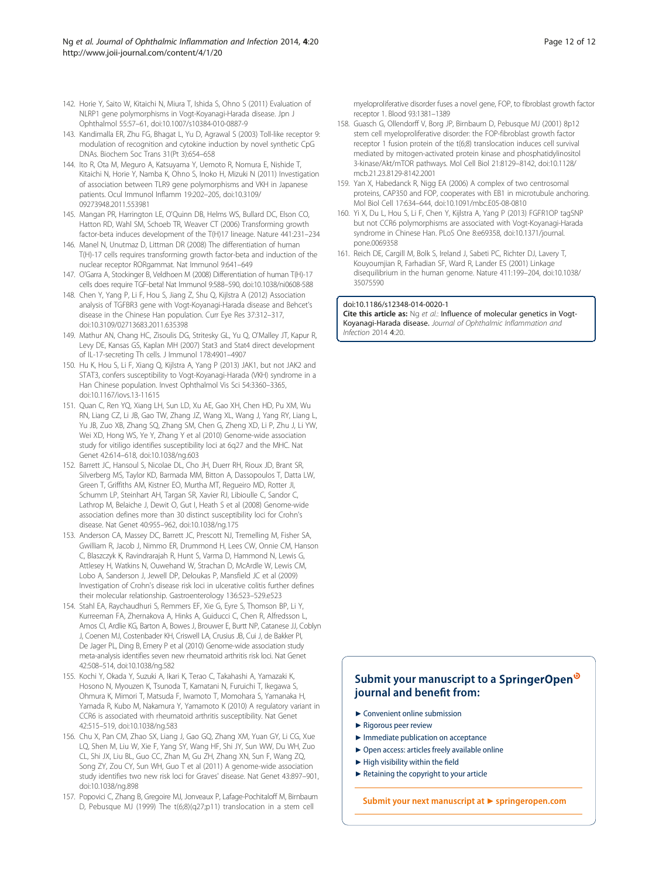142. Horie Y, Saito W, Kitaichi N, Miura T, Ishida S, Ohno S (2011) Evaluation of NLRP1 gene polymorphisms in Vogt-Koyanagi-Harada disease. Jpn J Ophthalmol 55:57–61, doi:10.1007/s10384-010-0887-9
143. Kandimalla ER, Zhu FG, Bhagat L, Yu D, Agrawal S (2003) Toll-like receptor 9: modulation of recognition and cytokine induction by novel synthetic CpG DNAs. Biochem Soc Trans 31(Pt 3):654–658
144. Ito R, Ota M, Meguro A, Katsuyama Y, Uemoto R, Nomura E, Nishide T, Kitaichi N, Horie Y, Namba K, Ohno S, Inoko H, Mizuki N (2011) Investigation of association between TLR9 gene polymorphisms and VKH in Japanese patients. Ocul Immunol Inflamm 19:202–205, doi:10.3109/09273948.2011.553981
145. Mangan PR, Harrington LE, O'Quinn DB, Helms WS, Bullard DC, Elson CO, Hatton RD, Wahl SM, Schoeb TR, Weaver CT (2006) Transforming growth factor-beta induces development of the T(H)17 lineage. Nature 441:231–234
146. Manel N, Unutmaz D, Littman DR (2008) The differentiation of human T(H)-17 cells requires transforming growth factor-beta and induction of the nuclear receptor RORgammat. Nat Immunol 9:641–649
147. O'Garra A, Stockinger B, Veldhoen M (2008) Differentiation of human T(H)-17 cells does require TGF-beta! Nat Immunol 9:588–590, doi:10.1038/ni0608-588
148. Chen Y, Yang P, Li F, Hou S, Jiang Z, Shu Q, Kijlstra A (2012) Association analysis of TGFBR3 gene with Vogt-Koyanagi-Harada disease and Behcet's disease in the Chinese Han population. Curr Eye Res 37:312–317, doi:10.3109/02713683.2011.635398
149. Mathur AN, Chang HC, Zisoulis DG, Stritesky GL, Yu Q, O'Malley JT, Kapur R, Levy DE, Kansas GS, Kaplan MH (2007) Stat3 and Stat4 direct development of IL-17-secreting Th cells. J Immunol 178:4901–4907
150. Hu K, Hou S, Li F, Xiang Q, Kijlstra A, Yang P (2013) JAK1, but not JAK2 and STAT3, confers susceptibility to Vogt-Koyanagi-Harada (VKH) syndrome in a Han Chinese population. Invest Ophthalmol Vis Sci 54:3360–3365, doi:10.1167/iovs.13-11615
151. Quan C, Ren YQ, Xiang LH, Sun LD, Xu AE, Gao XH, Chen HD, Pu XM, Wu RN, Liang CZ, Li JB, Gao TW, Zhang JZ, Wang XL, Wang J, Yang RY, Liang L, Yu JB, Zuo XB, Zhang SQ, Zhang SM, Chen G, Zheng XD, Li P, Zhu J, Li YW, Wei XD, Hong WS, Ye Y, Zhang Y et al (2010) Genome-wide association study for vitiligo identifies susceptibility loci at 6q27 and the MHC. Nat Genet 42:614–618, doi:10.1038/ng.603
152. Barrett JC, Hansoul S, Nicolae DL, Cho JH, Duerr RH, Rioux JD, Brant SR, Silverberg MS, Taylor KD, Barmada MM, Bitton A, Dassopoulos T, Datta LW, Green T, Griffiths AM, Kistner EO, Murtha MT, Regueiro MD, Rotter JI, Schumm LP, Steinhart AH, Targan SR, Xavier RJ, Libioulle C, Sandor C, Lathrop M, Belaiche J, Dewit O, Gut I, Heath S et al (2008) Genome-wide association defines more than 30 distinct susceptibility loci for Crohn's disease. Nat Genet 40:955–962, doi:10.1038/ng.175
153. Anderson CA, Massey DC, Barrett JC, Prescott NJ, Tremelling M, Fisher SA, Gwilliam R, Jacob J, Nimmo ER, Drummond H, Lees CW, Onnie CM, Hanson C, Blaszczyk K, Ravindrarajah R, Hunt S, Varma D, Hammond N, Lewis G, Attlesey H, Watkins N, Ouwehand W, Strachan D, McArdle W, Lewis CM, Lobo A, Sanderson J, Jewell DP, Deloukas P, Mansfield JC et al (2009) Investigation of Crohn's disease risk loci in ulcerative colitis further defines their molecular relationship. Gastroenterology 136:523–529.e523
154. Stahl EA, Raychaudhuri S, Remmers EF, Xie G, Eyre S, Thomson BP, Li Y, Kurreeman FA, Zhernakova A, Hinks A, Guiducci C, Chen R, Alfredsson L, Amos CI, Ardlie KG, Barton A, Bowes J, Brouwer E, Burtt NP, Catanese JJ, Coblyn J, Coenen MJ, Costenbader KH, Criswell LA, Crusius JB, Cui J, de Bakker PI, De Jager PL, Ding B, Emery P et al (2010) Genome-wide association study meta-analysis identifies seven new rheumatoid arthritis risk loci. Nat Genet 42:508–514, doi:10.1038/ng.582
155. Kochi Y, Okada Y, Suzuki A, Ikari K, Terao C, Takahashi A, Yamazaki K, Hosono N, Myouzen K, Tsunoda T, Kamatani N, Furuichi T, Ikegawa S, Ohmura K, Mimori T, Matsuda F, Iwamoto T, Momohara S, Yamanaka H, Yamada R, Kubo M, Nakamura Y, Yamamoto K (2010) A regulatory variant in CCR6 is associated with rheumatoid arthritis susceptibility. Nat Genet 42:515–519, doi:10.1038/ng.583
156. Chu X, Pan CM, Zhao SX, Liang J, Gao GQ, Zhang XM, Yuan GY, Li CG, Xue LQ, Shen M, Liu W, Xie F, Yang SY, Wang HF, Shi JY, Sun WW, Du WH, Zuo CL, Shi JX, Liu BL, Guo CC, Zhan M, Gu ZH, Zhang XN, Sun F, Wang ZQ, Song ZY, Zou CY, Sun WH, Guo T et al (2011) A genome-wide association study identifies two new risk loci for Graves' disease. Nat Genet 43:897–901, doi:10.1038/ng.898
157. Popovici C, Zhang B, Gregoire MJ, Jonveaux P, Lafage-Pochitaloff M, Birnbaum D, Pebusque MJ (1999) The t(6;8)(q27;p11) translocation in a stem cell myeloproliferative disorder fuses a novel gene, FOP, to fibroblast growth factor receptor 1. Blood 93:1381–1389
158. Guasch G, Ollendorff V, Borg JP, Birnbaum D, Pebusque MJ (2001) 8p12 stem cell myeloproliferative disorder: the FOP-fibroblast growth factor receptor 1 fusion protein of the t(6;8) translocation induces cell survival mediated by mitogen-activated protein kinase and phosphatidylinositol 3-kinase/Akt/mTOR pathways. Mol Cell Biol 21:8129–8142, doi:10.1128/mcb.21.23.8129-8142.2001
159. Yan X, Habedanck R, Nigg EA (2006) A complex of two centrosomal proteins, CAP350 and FOP, cooperates with EB1 in microtubule anchoring. Mol Biol Cell 17:634–644, doi:10.1091/mbc.E05-08-0810
160. Yi X, Du L, Hou S, Li F, Chen Y, Kijlstra A, Yang P (2013) FGFR1OP tagSNP but not CCR6 polymorphisms are associated with Vogt-Koyanagi-Harada syndrome in Chinese Han. PLoS One 8:e69358, doi:10.1371/journal.pone.0069358
161. Reich DE, Cargill M, Bolk S, Ireland J, Sabeti PC, Richter DJ, Lavery T, Kouyoumjian R, Farhadian SF, Ward R, Lander ES (2001) Linkage disequilibrium in the human genome. Nature 411:199–204, doi:10.1038/35075590

doi:10.1186/s12348-014-0020-1

**Cite this article as:** Ng *et al.*: Influence of molecular genetics in Vogt-Koyanagi-Harada disease. *Journal of Ophthalmic Inflammation and Infection* 2014 **4**:20.

**Submit your manuscript to a SpringerOpen journal and benefit from:**

- ► Convenient online submission
- ► Rigorous peer review
- ► Immediate publication on acceptance
- ► Open access: articles freely available online
- ► High visibility within the field
- ► Retaining the copyright to your article

**Submit your next manuscript at ► springeropen.com**